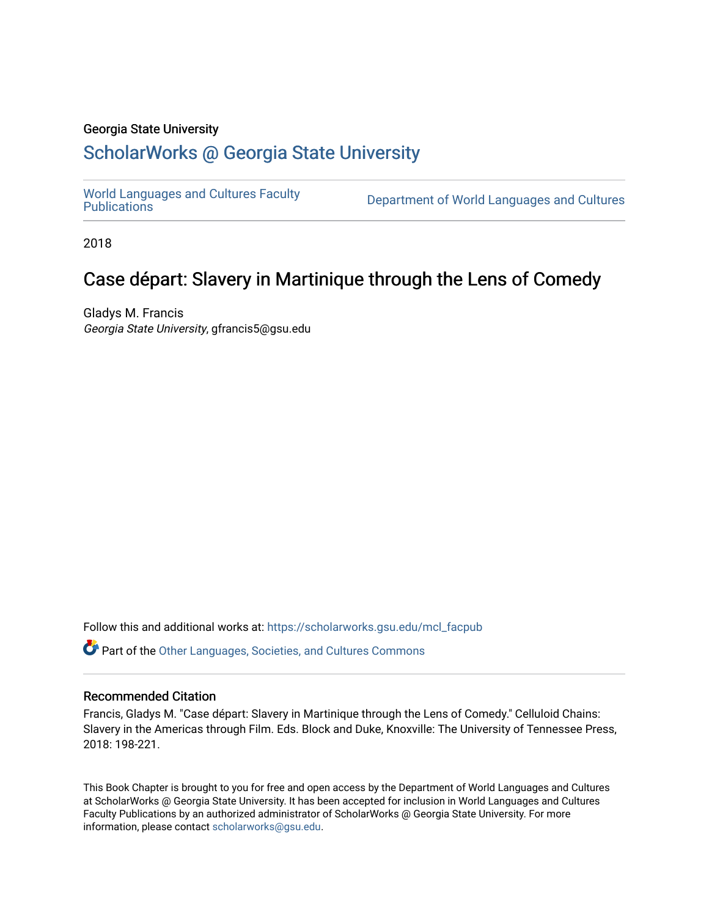Georgia State University

# ScholarWorks @ Georgia State University

World Languages and Cultures Faculty Publications

Department of World Languages and Cultures

2018

## Case départ: Slavery in Martinique through the Lens of Comedy

Gladys M. Francis
*Georgia State University*, gfrancis5@gsu.edu

Follow this and additional works at: https://scholarworks.gsu.edu/mcl_facpub

Part of the Other Languages, Societies, and Cultures Commons

### Recommended Citation

Francis, Gladys M. "Case départ: Slavery in Martinique through the Lens of Comedy." Celluloid Chains: Slavery in the Americas through Film. Eds. Block and Duke, Knoxville: The University of Tennessee Press, 2018: 198-221.

This Book Chapter is brought to you for free and open access by the Department of World Languages and Cultures at ScholarWorks @ Georgia State University. It has been accepted for inclusion in World Languages and Cultures Faculty Publications by an authorized administrator of ScholarWorks @ Georgia State University. For more information, please contact scholarworks@gsu.edu.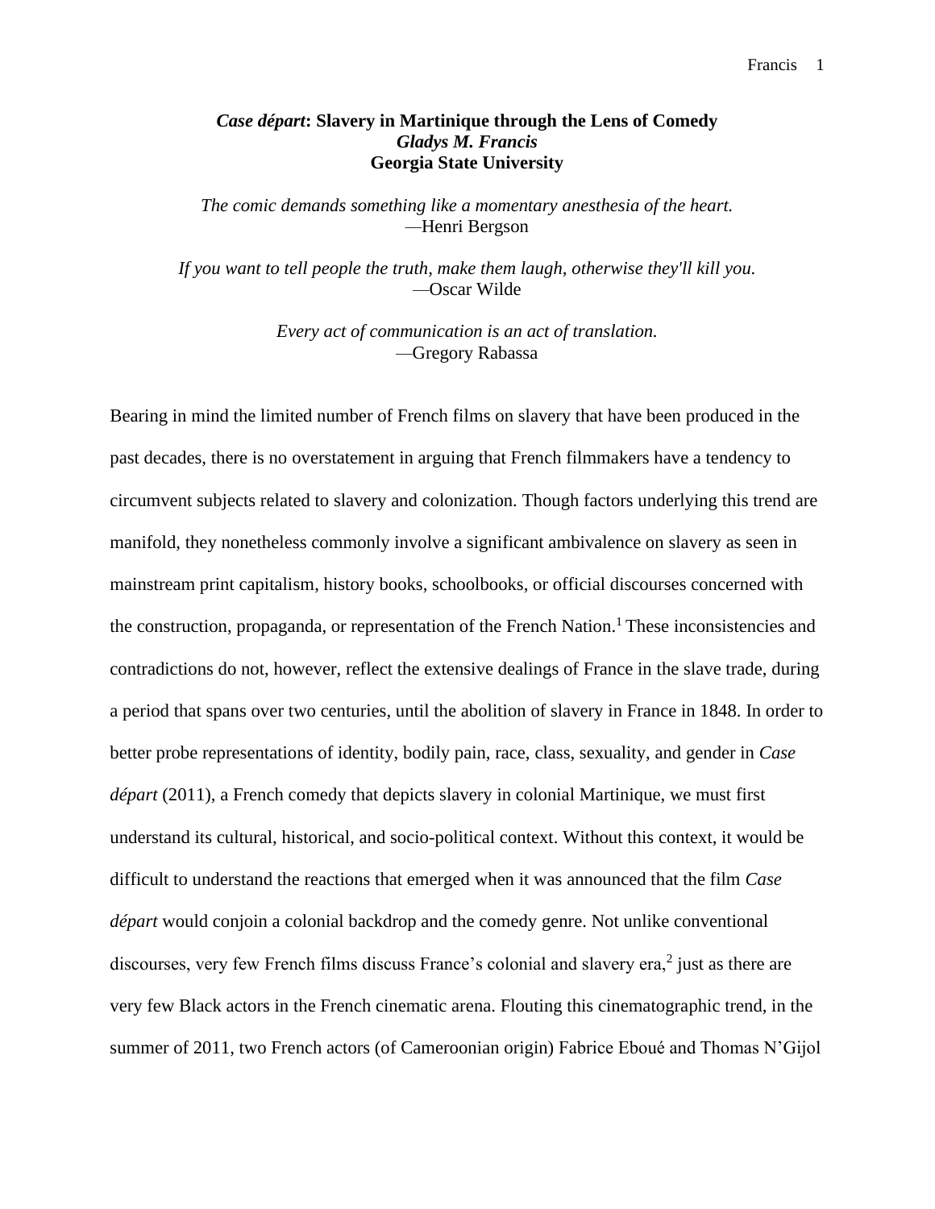# *Case départ*: Slavery in Martinique through the Lens of Comedy

***Gladys M. Francis***

**Georgia State University**

*The comic demands something like a momentary anesthesia of the heart.*
—Henri Bergson

*If you want to tell people the truth, make them laugh, otherwise they'll kill you.*
—Oscar Wilde

*Every act of communication is an act of translation.*
—Gregory Rabassa

Bearing in mind the limited number of French films on slavery that have been produced in the past decades, there is no overstatement in arguing that French filmmakers have a tendency to circumvent subjects related to slavery and colonization. Though factors underlying this trend are manifold, they nonetheless commonly involve a significant ambivalence on slavery as seen in mainstream print capitalism, history books, schoolbooks, or official discourses concerned with the construction, propaganda, or representation of the French Nation.[1] These inconsistencies and contradictions do not, however, reflect the extensive dealings of France in the slave trade, during a period that spans over two centuries, until the abolition of slavery in France in 1848. In order to better probe representations of identity, bodily pain, race, class, sexuality, and gender in *Case départ* (2011), a French comedy that depicts slavery in colonial Martinique, we must first understand its cultural, historical, and socio-political context. Without this context, it would be difficult to understand the reactions that emerged when it was announced that the film *Case départ* would conjoin a colonial backdrop and the comedy genre. Not unlike conventional discourses, very few French films discuss France's colonial and slavery era,[2] just as there are very few Black actors in the French cinematic arena. Flouting this cinematographic trend, in the summer of 2011, two French actors (of Cameroonian origin) Fabrice Eboué and Thomas N'Gijol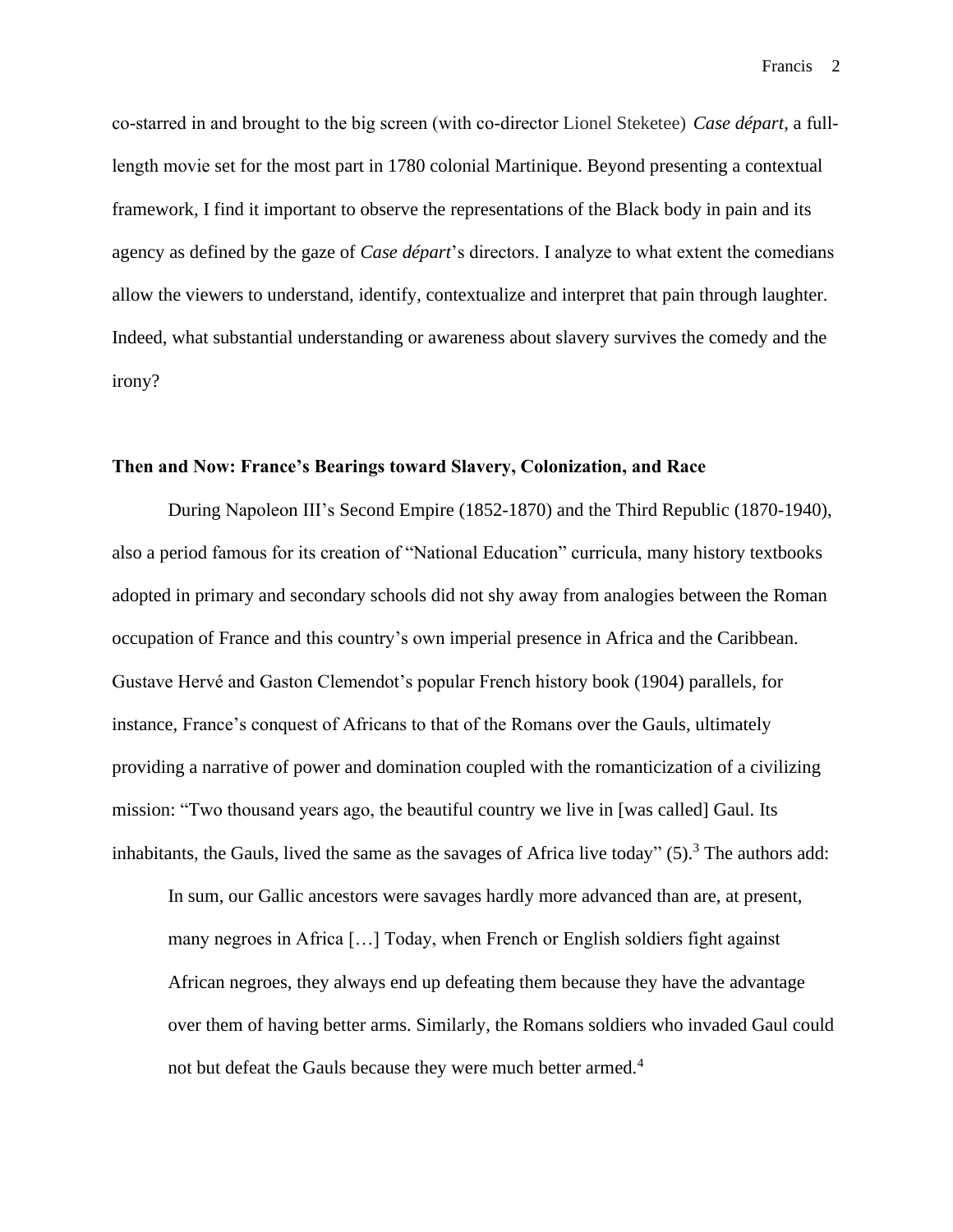co-starred in and brought to the big screen (with co-director Lionel Steketee) *Case départ*, a full-length movie set for the most part in 1780 colonial Martinique. Beyond presenting a contextual framework, I find it important to observe the representations of the Black body in pain and its agency as defined by the gaze of *Case départ*'s directors. I analyze to what extent the comedians allow the viewers to understand, identify, contextualize and interpret that pain through laughter. Indeed, what substantial understanding or awareness about slavery survives the comedy and the irony?

## Then and Now: France's Bearings toward Slavery, Colonization, and Race

During Napoleon III's Second Empire (1852-1870) and the Third Republic (1870-1940), also a period famous for its creation of "National Education" curricula, many history textbooks adopted in primary and secondary schools did not shy away from analogies between the Roman occupation of France and this country's own imperial presence in Africa and the Caribbean. Gustave Hervé and Gaston Clemendot's popular French history book (1904) parallels, for instance, France's conquest of Africans to that of the Romans over the Gauls, ultimately providing a narrative of power and domination coupled with the romanticization of a civilizing mission: "Two thousand years ago, the beautiful country we live in [was called] Gaul. Its inhabitants, the Gauls, lived the same as the savages of Africa live today" (5).[3] The authors add:

> In sum, our Gallic ancestors were savages hardly more advanced than are, at present, many negroes in Africa […] Today, when French or English soldiers fight against African negroes, they always end up defeating them because they have the advantage over them of having better arms. Similarly, the Romans soldiers who invaded Gaul could not but defeat the Gauls because they were much better armed.[4]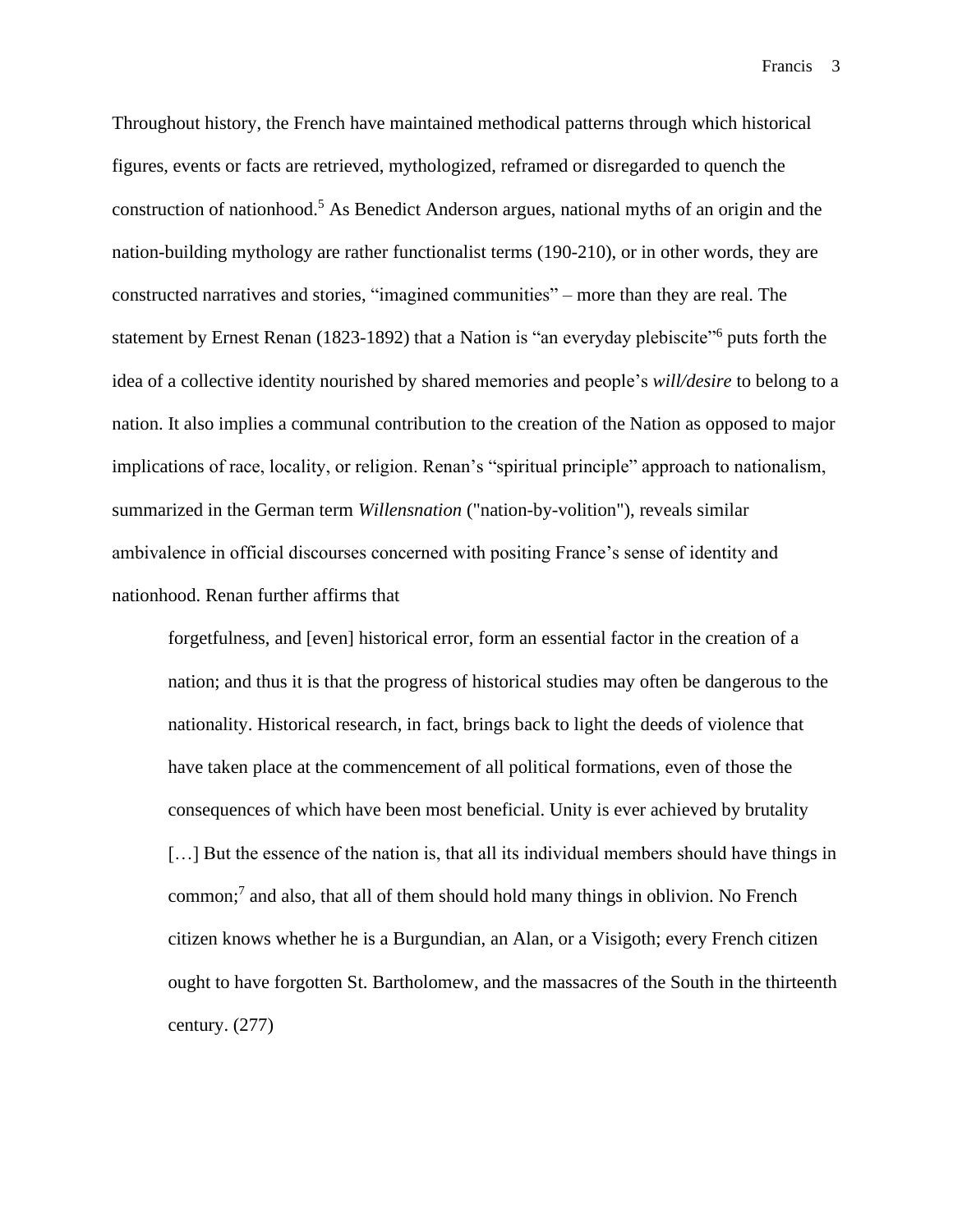Throughout history, the French have maintained methodical patterns through which historical figures, events or facts are retrieved, mythologized, reframed or disregarded to quench the construction of nationhood.[5] As Benedict Anderson argues, national myths of an origin and the nation-building mythology are rather functionalist terms (190-210), or in other words, they are constructed narratives and stories, "imagined communities" – more than they are real. The statement by Ernest Renan (1823-1892) that a Nation is "an everyday plebiscite"[6] puts forth the idea of a collective identity nourished by shared memories and people's *will/desire* to belong to a nation. It also implies a communal contribution to the creation of the Nation as opposed to major implications of race, locality, or religion. Renan's "spiritual principle" approach to nationalism, summarized in the German term *Willensnation* ("nation-by-volition"), reveals similar ambivalence in official discourses concerned with positing France's sense of identity and nationhood. Renan further affirms that

> forgetfulness, and [even] historical error, form an essential factor in the creation of a nation; and thus it is that the progress of historical studies may often be dangerous to the nationality. Historical research, in fact, brings back to light the deeds of violence that have taken place at the commencement of all political formations, even of those the consequences of which have been most beneficial. Unity is ever achieved by brutality […] But the essence of the nation is, that all its individual members should have things in common;[7] and also, that all of them should hold many things in oblivion. No French citizen knows whether he is a Burgundian, an Alan, or a Visigoth; every French citizen ought to have forgotten St. Bartholomew, and the massacres of the South in the thirteenth century. (277)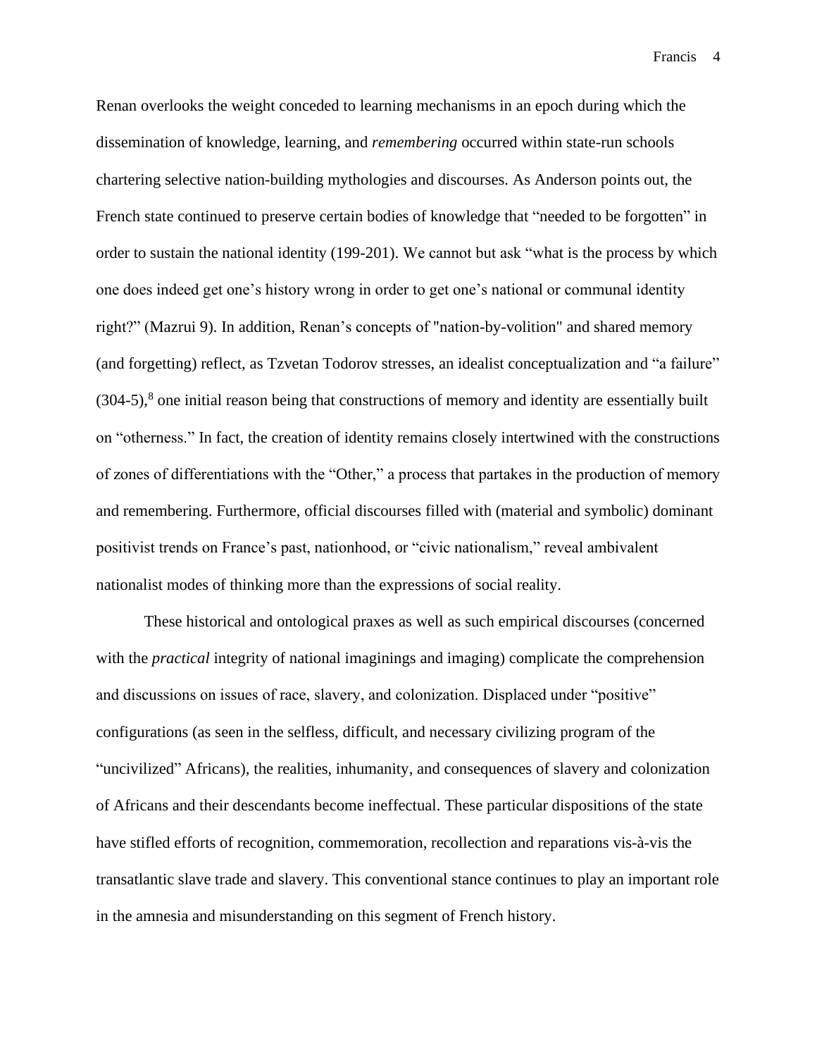Renan overlooks the weight conceded to learning mechanisms in an epoch during which the dissemination of knowledge, learning, and *remembering* occurred within state-run schools chartering selective nation-building mythologies and discourses. As Anderson points out, the French state continued to preserve certain bodies of knowledge that "needed to be forgotten" in order to sustain the national identity (199-201). We cannot but ask "what is the process by which one does indeed get one's history wrong in order to get one's national or communal identity right?" (Mazrui 9). In addition, Renan's concepts of "nation-by-volition" and shared memory (and forgetting) reflect, as Tzvetan Todorov stresses, an idealist conceptualization and "a failure" (304-5),[8] one initial reason being that constructions of memory and identity are essentially built on "otherness." In fact, the creation of identity remains closely intertwined with the constructions of zones of differentiations with the "Other," a process that partakes in the production of memory and remembering. Furthermore, official discourses filled with (material and symbolic) dominant positivist trends on France's past, nationhood, or "civic nationalism," reveal ambivalent nationalist modes of thinking more than the expressions of social reality.

These historical and ontological praxes as well as such empirical discourses (concerned with the *practical* integrity of national imaginings and imaging) complicate the comprehension and discussions on issues of race, slavery, and colonization. Displaced under "positive" configurations (as seen in the selfless, difficult, and necessary civilizing program of the "uncivilized" Africans), the realities, inhumanity, and consequences of slavery and colonization of Africans and their descendants become ineffectual. These particular dispositions of the state have stifled efforts of recognition, commemoration, recollection and reparations vis-à-vis the transatlantic slave trade and slavery. This conventional stance continues to play an important role in the amnesia and misunderstanding on this segment of French history.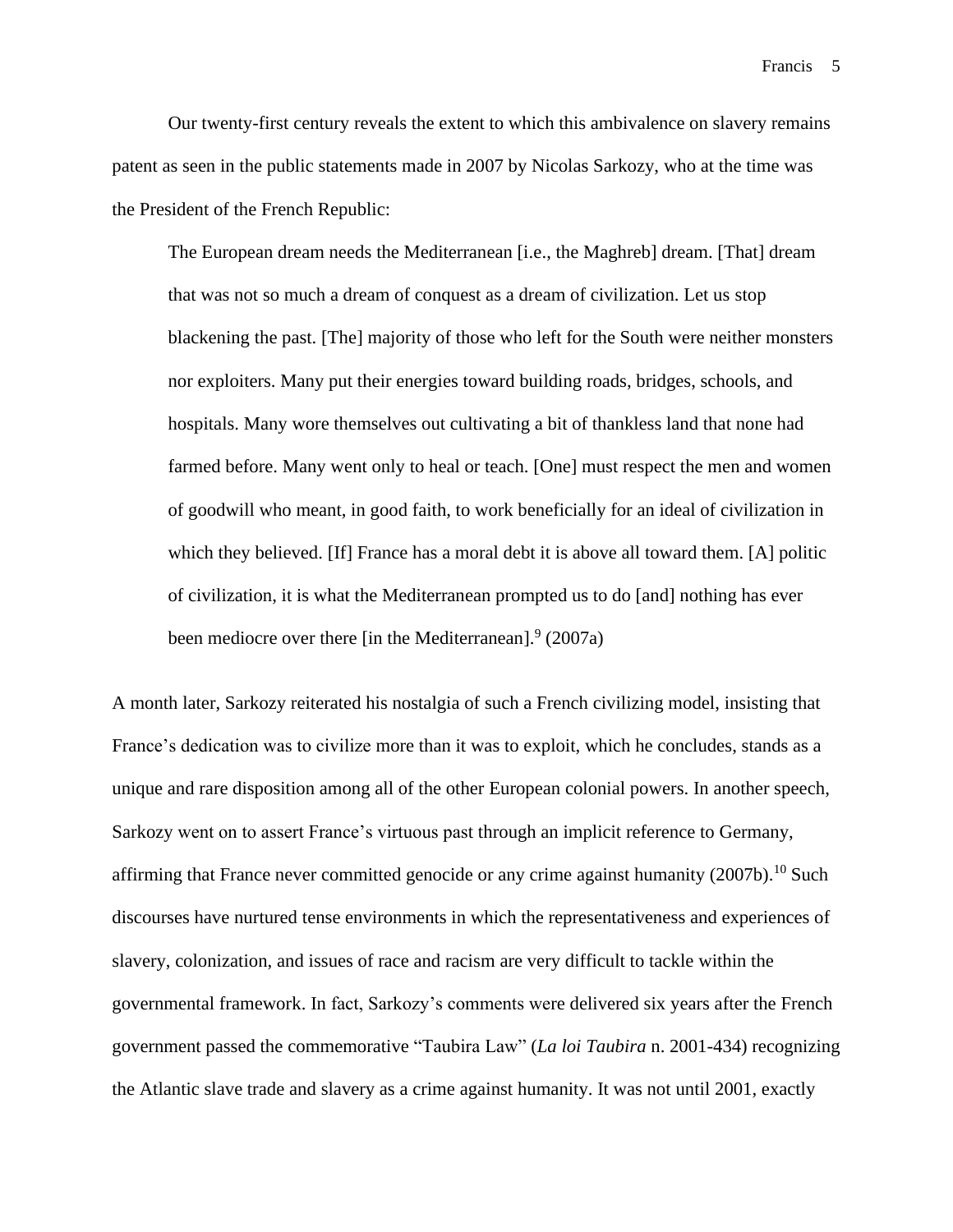Our twenty-first century reveals the extent to which this ambivalence on slavery remains patent as seen in the public statements made in 2007 by Nicolas Sarkozy, who at the time was the President of the French Republic:

> The European dream needs the Mediterranean [i.e., the Maghreb] dream. [That] dream that was not so much a dream of conquest as a dream of civilization. Let us stop blackening the past. [The] majority of those who left for the South were neither monsters nor exploiters. Many put their energies toward building roads, bridges, schools, and hospitals. Many wore themselves out cultivating a bit of thankless land that none had farmed before. Many went only to heal or teach. [One] must respect the men and women of goodwill who meant, in good faith, to work beneficially for an ideal of civilization in which they believed. [If] France has a moral debt it is above all toward them. [A] politic of civilization, it is what the Mediterranean prompted us to do [and] nothing has ever been mediocre over there [in the Mediterranean].[9] (2007a)

A month later, Sarkozy reiterated his nostalgia of such a French civilizing model, insisting that France's dedication was to civilize more than it was to exploit, which he concludes, stands as a unique and rare disposition among all of the other European colonial powers. In another speech, Sarkozy went on to assert France's virtuous past through an implicit reference to Germany, affirming that France never committed genocide or any crime against humanity (2007b).[10] Such discourses have nurtured tense environments in which the representativeness and experiences of slavery, colonization, and issues of race and racism are very difficult to tackle within the governmental framework. In fact, Sarkozy's comments were delivered six years after the French government passed the commemorative "Taubira Law" (*La loi Taubira* n. 2001-434) recognizing the Atlantic slave trade and slavery as a crime against humanity. It was not until 2001, exactly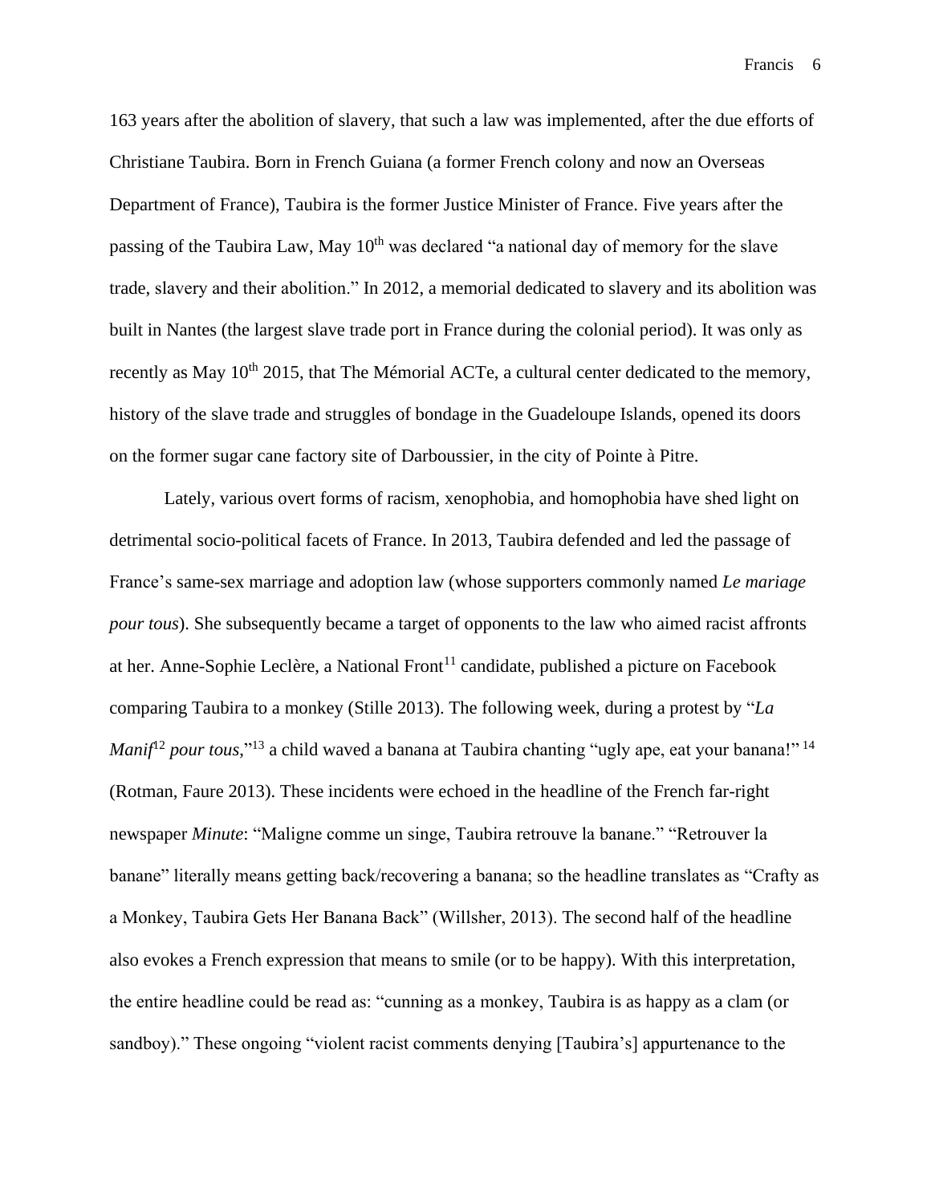163 years after the abolition of slavery, that such a law was implemented, after the due efforts of Christiane Taubira. Born in French Guiana (a former French colony and now an Overseas Department of France), Taubira is the former Justice Minister of France. Five years after the passing of the Taubira Law, May 10th was declared "a national day of memory for the slave trade, slavery and their abolition." In 2012, a memorial dedicated to slavery and its abolition was built in Nantes (the largest slave trade port in France during the colonial period). It was only as recently as May 10th 2015, that The Mémorial ACTe, a cultural center dedicated to the memory, history of the slave trade and struggles of bondage in the Guadeloupe Islands, opened its doors on the former sugar cane factory site of Darboussier, in the city of Pointe à Pitre.

Lately, various overt forms of racism, xenophobia, and homophobia have shed light on detrimental socio-political facets of France. In 2013, Taubira defended and led the passage of France's same-sex marriage and adoption law (whose supporters commonly named *Le mariage pour tous*). She subsequently became a target of opponents to the law who aimed racist affronts at her. Anne-Sophie Leclère, a National Front[11] candidate, published a picture on Facebook comparing Taubira to a monkey (Stille 2013). The following week, during a protest by "*La Manif*[12] *pour tous*,"[13] a child waved a banana at Taubira chanting "ugly ape, eat your banana!"[14] (Rotman, Faure 2013). These incidents were echoed in the headline of the French far-right newspaper *Minute*: "Maligne comme un singe, Taubira retrouve la banane." "Retrouver la banane" literally means getting back/recovering a banana; so the headline translates as "Crafty as a Monkey, Taubira Gets Her Banana Back" (Willsher, 2013). The second half of the headline also evokes a French expression that means to smile (or to be happy). With this interpretation, the entire headline could be read as: "cunning as a monkey, Taubira is as happy as a clam (or sandboy)." These ongoing "violent racist comments denying [Taubira's] appurtenance to the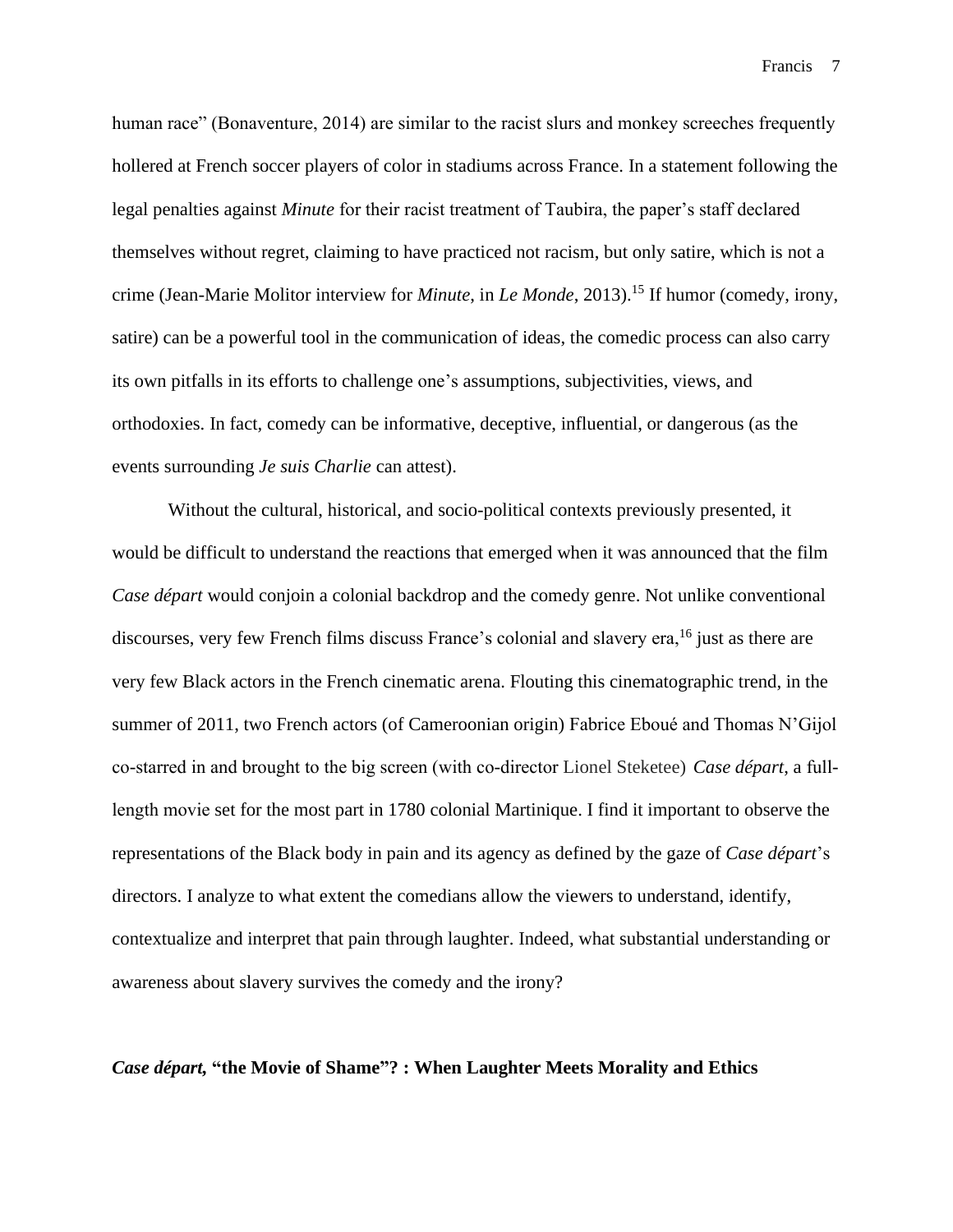human race" (Bonaventure, 2014) are similar to the racist slurs and monkey screeches frequently hollered at French soccer players of color in stadiums across France. In a statement following the legal penalties against *Minute* for their racist treatment of Taubira, the paper's staff declared themselves without regret, claiming to have practiced not racism, but only satire, which is not a crime (Jean-Marie Molitor interview for *Minute*, in *Le Monde*, 2013).[15] If humor (comedy, irony, satire) can be a powerful tool in the communication of ideas, the comedic process can also carry its own pitfalls in its efforts to challenge one's assumptions, subjectivities, views, and orthodoxies. In fact, comedy can be informative, deceptive, influential, or dangerous (as the events surrounding *Je suis Charlie* can attest).

Without the cultural, historical, and socio-political contexts previously presented, it would be difficult to understand the reactions that emerged when it was announced that the film *Case départ* would conjoin a colonial backdrop and the comedy genre. Not unlike conventional discourses, very few French films discuss France's colonial and slavery era,[16] just as there are very few Black actors in the French cinematic arena. Flouting this cinematographic trend, in the summer of 2011, two French actors (of Cameroonian origin) Fabrice Eboué and Thomas N'Gijol co-starred in and brought to the big screen (with co-director Lionel Steketee) *Case départ*, a full-length movie set for the most part in 1780 colonial Martinique. I find it important to observe the representations of the Black body in pain and its agency as defined by the gaze of *Case départ*'s directors. I analyze to what extent the comedians allow the viewers to understand, identify, contextualize and interpret that pain through laughter. Indeed, what substantial understanding or awareness about slavery survives the comedy and the irony?

### ***Case départ*, "the Movie of Shame"? : When Laughter Meets Morality and Ethics**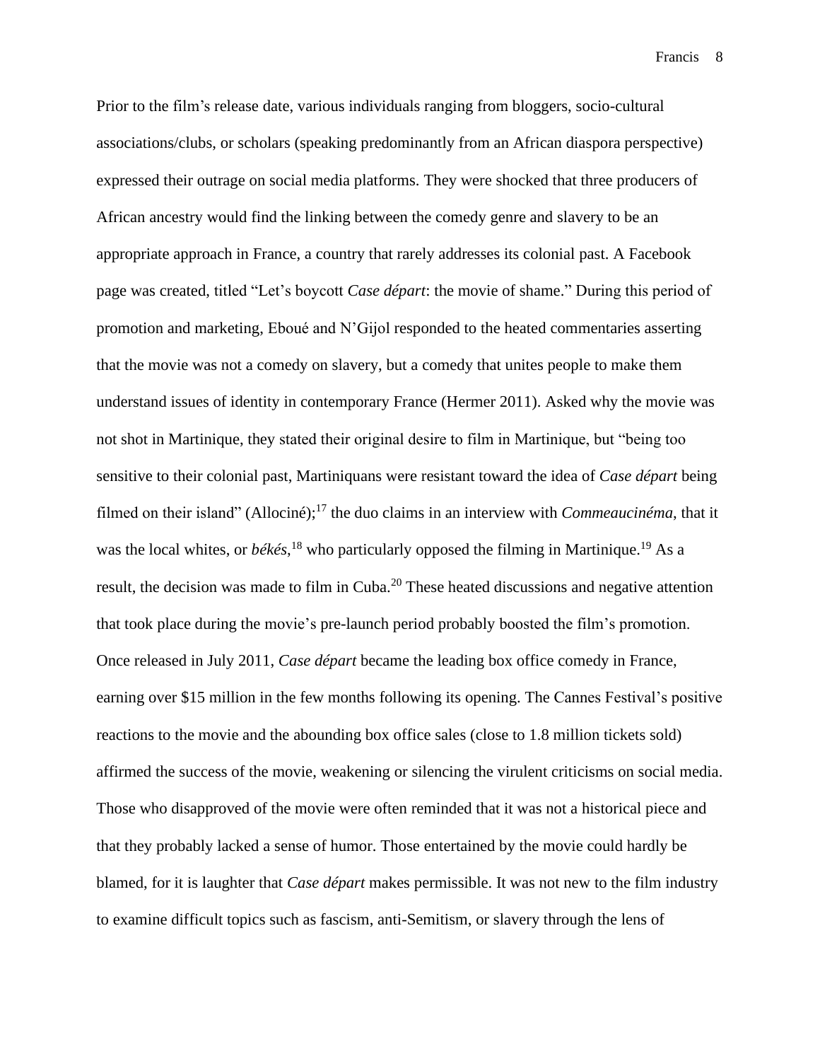Prior to the film's release date, various individuals ranging from bloggers, socio-cultural associations/clubs, or scholars (speaking predominantly from an African diaspora perspective) expressed their outrage on social media platforms. They were shocked that three producers of African ancestry would find the linking between the comedy genre and slavery to be an appropriate approach in France, a country that rarely addresses its colonial past. A Facebook page was created, titled "Let's boycott *Case départ*: the movie of shame." During this period of promotion and marketing, Eboué and N'Gijol responded to the heated commentaries asserting that the movie was not a comedy on slavery, but a comedy that unites people to make them understand issues of identity in contemporary France (Hermer 2011). Asked why the movie was not shot in Martinique, they stated their original desire to film in Martinique, but "being too sensitive to their colonial past, Martiniquans were resistant toward the idea of *Case départ* being filmed on their island" (Allociné);[17] the duo claims in an interview with *Commeaucinéma*, that it was the local whites, or *békés*,[18] who particularly opposed the filming in Martinique.[19] As a result, the decision was made to film in Cuba.[20] These heated discussions and negative attention that took place during the movie's pre-launch period probably boosted the film's promotion. Once released in July 2011, *Case départ* became the leading box office comedy in France, earning over $15 million in the few months following its opening. The Cannes Festival's positive reactions to the movie and the abounding box office sales (close to 1.8 million tickets sold) affirmed the success of the movie, weakening or silencing the virulent criticisms on social media. Those who disapproved of the movie were often reminded that it was not a historical piece and that they probably lacked a sense of humor. Those entertained by the movie could hardly be blamed, for it is laughter that *Case départ* makes permissible. It was not new to the film industry to examine difficult topics such as fascism, anti-Semitism, or slavery through the lens of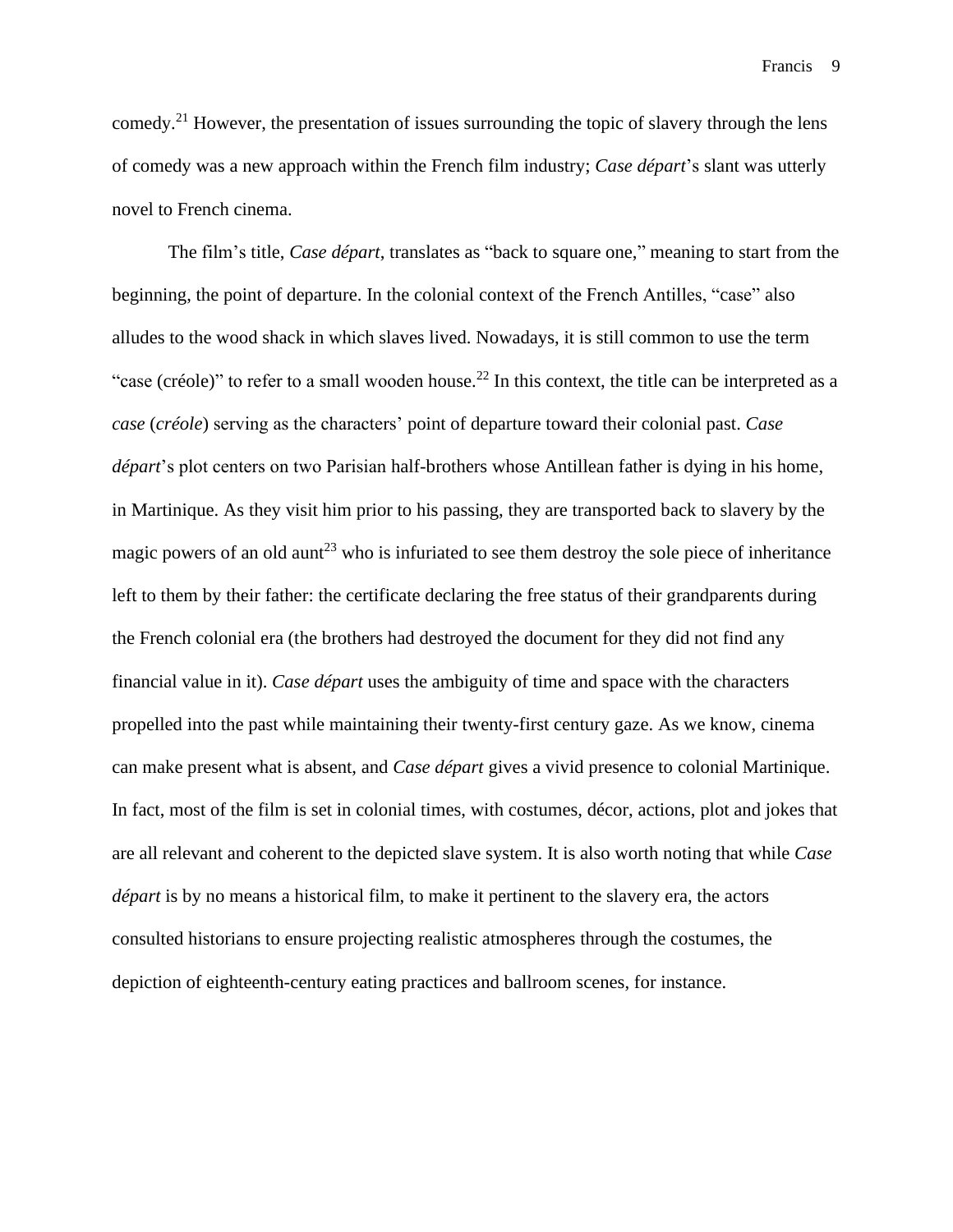comedy.[21] However, the presentation of issues surrounding the topic of slavery through the lens of comedy was a new approach within the French film industry; *Case départ*'s slant was utterly novel to French cinema.

The film's title, *Case départ*, translates as "back to square one," meaning to start from the beginning, the point of departure. In the colonial context of the French Antilles, "case" also alludes to the wood shack in which slaves lived. Nowadays, it is still common to use the term "case (créole)" to refer to a small wooden house.[22] In this context, the title can be interpreted as a *case* (*créole*) serving as the characters' point of departure toward their colonial past. *Case départ*'s plot centers on two Parisian half-brothers whose Antillean father is dying in his home, in Martinique. As they visit him prior to his passing, they are transported back to slavery by the magic powers of an old aunt[23] who is infuriated to see them destroy the sole piece of inheritance left to them by their father: the certificate declaring the free status of their grandparents during the French colonial era (the brothers had destroyed the document for they did not find any financial value in it). *Case départ* uses the ambiguity of time and space with the characters propelled into the past while maintaining their twenty-first century gaze. As we know, cinema can make present what is absent, and *Case départ* gives a vivid presence to colonial Martinique. In fact, most of the film is set in colonial times, with costumes, décor, actions, plot and jokes that are all relevant and coherent to the depicted slave system. It is also worth noting that while *Case départ* is by no means a historical film, to make it pertinent to the slavery era, the actors consulted historians to ensure projecting realistic atmospheres through the costumes, the depiction of eighteenth-century eating practices and ballroom scenes, for instance.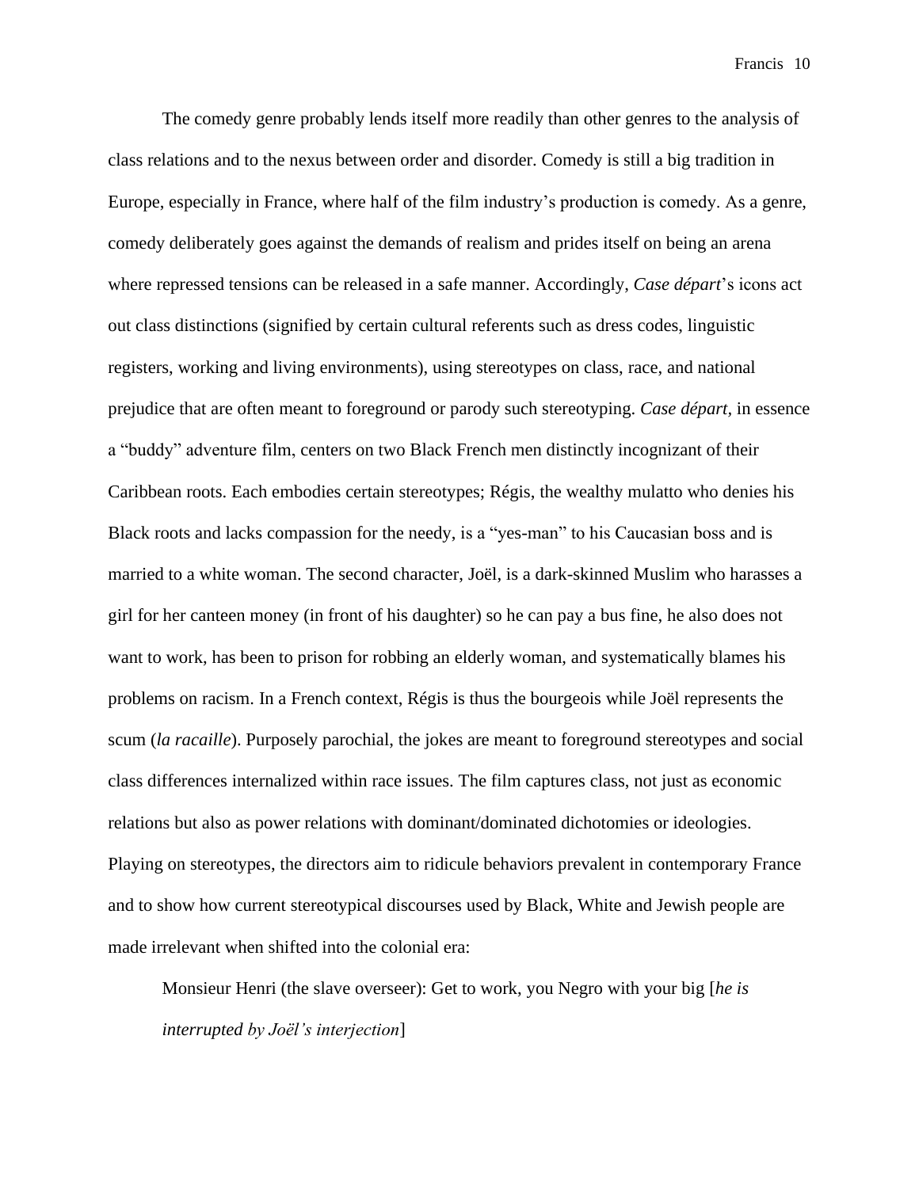The comedy genre probably lends itself more readily than other genres to the analysis of class relations and to the nexus between order and disorder. Comedy is still a big tradition in Europe, especially in France, where half of the film industry's production is comedy. As a genre, comedy deliberately goes against the demands of realism and prides itself on being an arena where repressed tensions can be released in a safe manner. Accordingly, *Case départ*'s icons act out class distinctions (signified by certain cultural referents such as dress codes, linguistic registers, working and living environments), using stereotypes on class, race, and national prejudice that are often meant to foreground or parody such stereotyping. *Case départ*, in essence a "buddy" adventure film, centers on two Black French men distinctly incognizant of their Caribbean roots. Each embodies certain stereotypes; Régis, the wealthy mulatto who denies his Black roots and lacks compassion for the needy, is a "yes-man" to his Caucasian boss and is married to a white woman. The second character, Joël, is a dark-skinned Muslim who harasses a girl for her canteen money (in front of his daughter) so he can pay a bus fine, he also does not want to work, has been to prison for robbing an elderly woman, and systematically blames his problems on racism. In a French context, Régis is thus the bourgeois while Joël represents the scum (*la racaille*). Purposely parochial, the jokes are meant to foreground stereotypes and social class differences internalized within race issues. The film captures class, not just as economic relations but also as power relations with dominant/dominated dichotomies or ideologies. Playing on stereotypes, the directors aim to ridicule behaviors prevalent in contemporary France and to show how current stereotypical discourses used by Black, White and Jewish people are made irrelevant when shifted into the colonial era:

> Monsieur Henri (the slave overseer): Get to work, you Negro with your big [*he is interrupted by Joël's interjection*]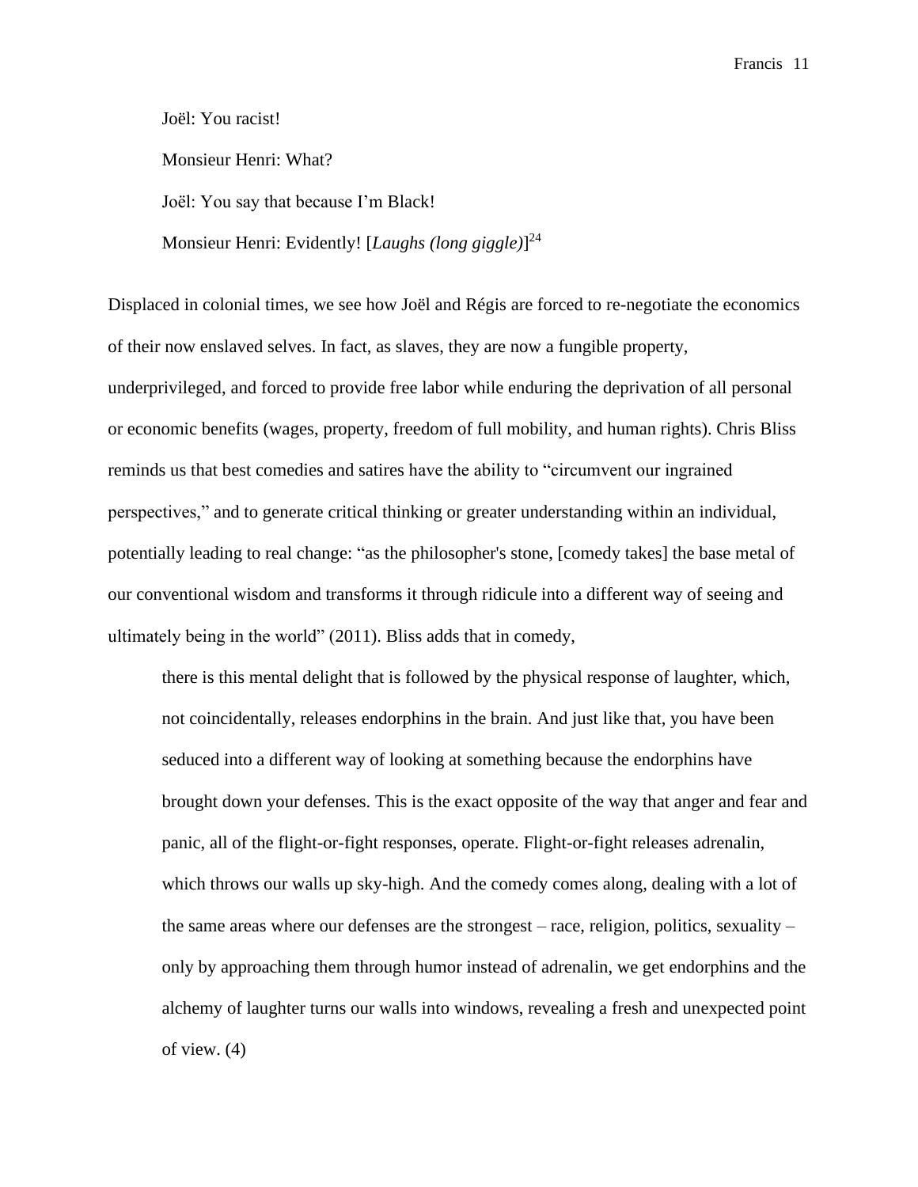Joël: You racist!

Monsieur Henri: What?

Joël: You say that because I'm Black!

Monsieur Henri: Evidently! [*Laughs (long giggle)*][24]

Displaced in colonial times, we see how Joël and Régis are forced to re-negotiate the economics of their now enslaved selves. In fact, as slaves, they are now a fungible property, underprivileged, and forced to provide free labor while enduring the deprivation of all personal or economic benefits (wages, property, freedom of full mobility, and human rights). Chris Bliss reminds us that best comedies and satires have the ability to "circumvent our ingrained perspectives," and to generate critical thinking or greater understanding within an individual, potentially leading to real change: "as the philosopher's stone, [comedy takes] the base metal of our conventional wisdom and transforms it through ridicule into a different way of seeing and ultimately being in the world" (2011). Bliss adds that in comedy,

> there is this mental delight that is followed by the physical response of laughter, which, not coincidentally, releases endorphins in the brain. And just like that, you have been seduced into a different way of looking at something because the endorphins have brought down your defenses. This is the exact opposite of the way that anger and fear and panic, all of the flight-or-fight responses, operate. Flight-or-fight releases adrenalin, which throws our walls up sky-high. And the comedy comes along, dealing with a lot of the same areas where our defenses are the strongest – race, religion, politics, sexuality – only by approaching them through humor instead of adrenalin, we get endorphins and the alchemy of laughter turns our walls into windows, revealing a fresh and unexpected point of view. (4)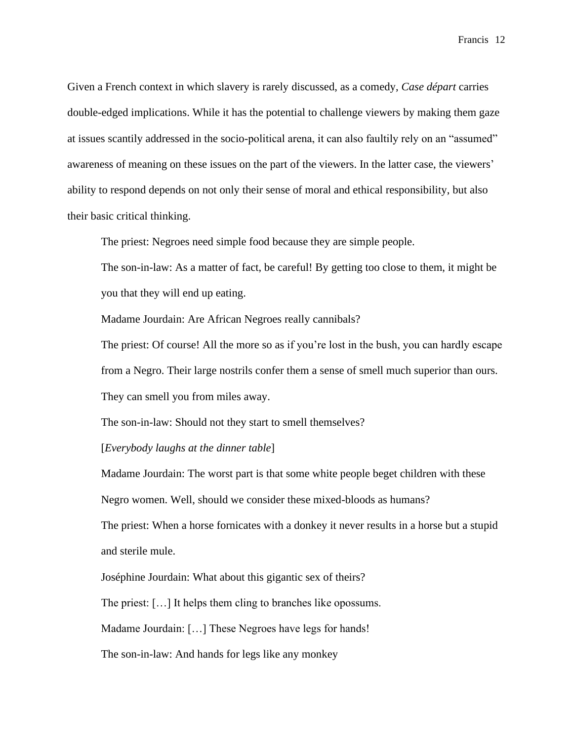Given a French context in which slavery is rarely discussed, as a comedy, *Case départ* carries double-edged implications. While it has the potential to challenge viewers by making them gaze at issues scantily addressed in the socio-political arena, it can also faultily rely on an "assumed" awareness of meaning on these issues on the part of the viewers. In the latter case, the viewers' ability to respond depends on not only their sense of moral and ethical responsibility, but also their basic critical thinking.

> The priest: Negroes need simple food because they are simple people.
>
> The son-in-law: As a matter of fact, be careful! By getting too close to them, it might be you that they will end up eating.
>
> Madame Jourdain: Are African Negroes really cannibals?
>
> The priest: Of course! All the more so as if you're lost in the bush, you can hardly escape from a Negro. Their large nostrils confer them a sense of smell much superior than ours. They can smell you from miles away.
>
> The son-in-law: Should not they start to smell themselves?
>
> [*Everybody laughs at the dinner table*]
>
> Madame Jourdain: The worst part is that some white people beget children with these Negro women. Well, should we consider these mixed-bloods as humans?
>
> The priest: When a horse fornicates with a donkey it never results in a horse but a stupid and sterile mule.
>
> Joséphine Jourdain: What about this gigantic sex of theirs?
>
> The priest: […] It helps them cling to branches like opossums.
>
> Madame Jourdain: […] These Negroes have legs for hands!
>
> The son-in-law: And hands for legs like any monkey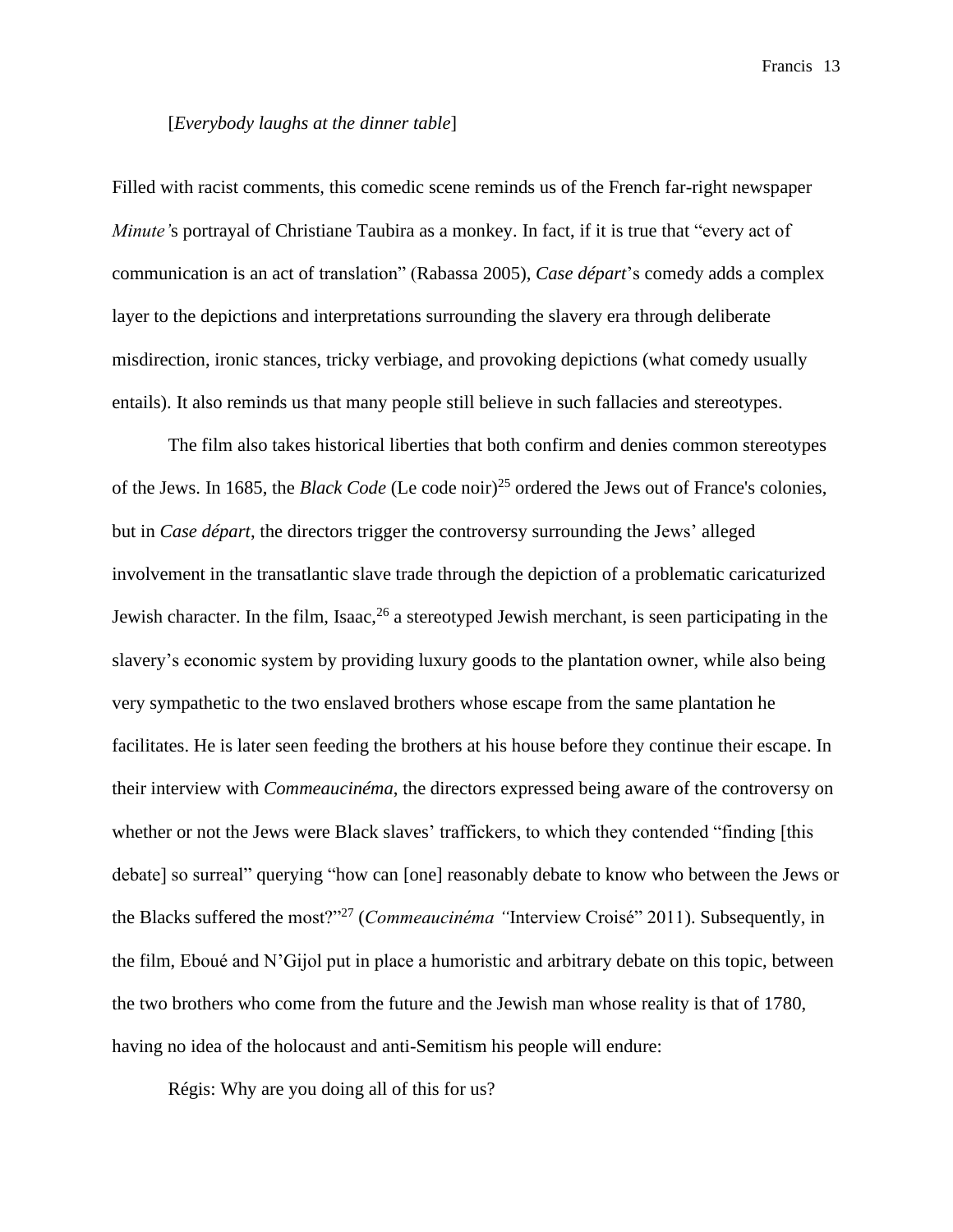[*Everybody laughs at the dinner table*]

Filled with racist comments, this comedic scene reminds us of the French far-right newspaper *Minute'*s portrayal of Christiane Taubira as a monkey. In fact, if it is true that "every act of communication is an act of translation" (Rabassa 2005), *Case départ*'s comedy adds a complex layer to the depictions and interpretations surrounding the slavery era through deliberate misdirection, ironic stances, tricky verbiage, and provoking depictions (what comedy usually entails). It also reminds us that many people still believe in such fallacies and stereotypes.

The film also takes historical liberties that both confirm and denies common stereotypes of the Jews. In 1685, the *Black Code* (Le code noir)[25] ordered the Jews out of France's colonies, but in *Case départ*, the directors trigger the controversy surrounding the Jews' alleged involvement in the transatlantic slave trade through the depiction of a problematic caricaturized Jewish character. In the film, Isaac,[26] a stereotyped Jewish merchant, is seen participating in the slavery's economic system by providing luxury goods to the plantation owner, while also being very sympathetic to the two enslaved brothers whose escape from the same plantation he facilitates. He is later seen feeding the brothers at his house before they continue their escape. In their interview with *Commeaucinéma*, the directors expressed being aware of the controversy on whether or not the Jews were Black slaves' traffickers, to which they contended "finding [this debate] so surreal" querying "how can [one] reasonably debate to know who between the Jews or the Blacks suffered the most?"[27] (*Commeaucinéma "*Interview Croisé" 2011). Subsequently, in the film, Eboué and N'Gijol put in place a humoristic and arbitrary debate on this topic, between the two brothers who come from the future and the Jewish man whose reality is that of 1780, having no idea of the holocaust and anti-Semitism his people will endure:

Régis: Why are you doing all of this for us?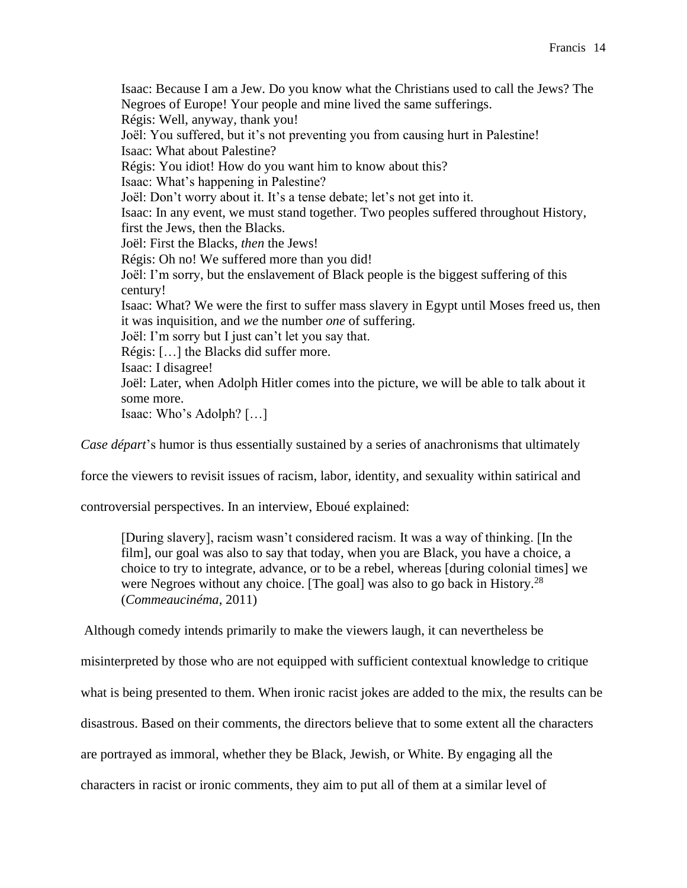> Isaac: Because I am a Jew. Do you know what the Christians used to call the Jews? The Negroes of Europe! Your people and mine lived the same sufferings.
> Régis: Well, anyway, thank you!
> Joël: You suffered, but it's not preventing you from causing hurt in Palestine!
> Isaac: What about Palestine?
> Régis: You idiot! How do you want him to know about this?
> Isaac: What's happening in Palestine?
> Joël: Don't worry about it. It's a tense debate; let's not get into it.
> Isaac: In any event, we must stand together. Two peoples suffered throughout History, first the Jews, then the Blacks.
> Joël: First the Blacks, *then* the Jews!
> Régis: Oh no! We suffered more than you did!
> Joël: I'm sorry, but the enslavement of Black people is the biggest suffering of this century!
> Isaac: What? We were the first to suffer mass slavery in Egypt until Moses freed us, then it was inquisition, and *we* the number *one* of suffering.
> Joël: I'm sorry but I just can't let you say that.
> Régis: […] the Blacks did suffer more.
> Isaac: I disagree!
> Joël: Later, when Adolph Hitler comes into the picture, we will be able to talk about it some more.
> Isaac: Who's Adolph? […]

*Case départ*'s humor is thus essentially sustained by a series of anachronisms that ultimately force the viewers to revisit issues of racism, labor, identity, and sexuality within satirical and controversial perspectives. In an interview, Eboué explained:

> [During slavery], racism wasn't considered racism. It was a way of thinking. [In the film], our goal was also to say that today, when you are Black, you have a choice, a choice to try to integrate, advance, or to be a rebel, whereas [during colonial times] we were Negroes without any choice. [The goal] was also to go back in History.[28] (*Commeaucinéma*, 2011)

Although comedy intends primarily to make the viewers laugh, it can nevertheless be misinterpreted by those who are not equipped with sufficient contextual knowledge to critique what is being presented to them. When ironic racist jokes are added to the mix, the results can be disastrous. Based on their comments, the directors believe that to some extent all the characters are portrayed as immoral, whether they be Black, Jewish, or White. By engaging all the characters in racist or ironic comments, they aim to put all of them at a similar level of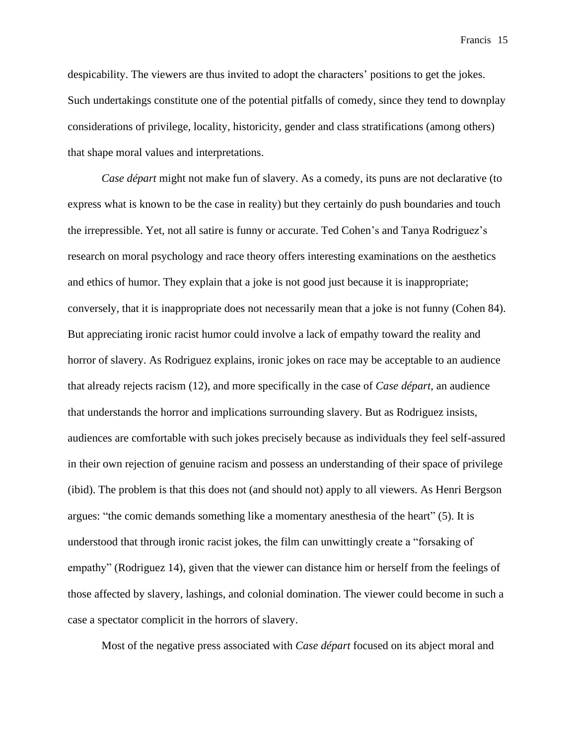despicability. The viewers are thus invited to adopt the characters' positions to get the jokes. Such undertakings constitute one of the potential pitfalls of comedy, since they tend to downplay considerations of privilege, locality, historicity, gender and class stratifications (among others) that shape moral values and interpretations.

*Case départ* might not make fun of slavery. As a comedy, its puns are not declarative (to express what is known to be the case in reality) but they certainly do push boundaries and touch the irrepressible. Yet, not all satire is funny or accurate. Ted Cohen's and Tanya Rodriguez's research on moral psychology and race theory offers interesting examinations on the aesthetics and ethics of humor. They explain that a joke is not good just because it is inappropriate; conversely, that it is inappropriate does not necessarily mean that a joke is not funny (Cohen 84). But appreciating ironic racist humor could involve a lack of empathy toward the reality and horror of slavery. As Rodriguez explains, ironic jokes on race may be acceptable to an audience that already rejects racism (12), and more specifically in the case of *Case départ*, an audience that understands the horror and implications surrounding slavery. But as Rodriguez insists, audiences are comfortable with such jokes precisely because as individuals they feel self-assured in their own rejection of genuine racism and possess an understanding of their space of privilege (ibid). The problem is that this does not (and should not) apply to all viewers. As Henri Bergson argues: "the comic demands something like a momentary anesthesia of the heart" (5). It is understood that through ironic racist jokes, the film can unwittingly create a "forsaking of empathy" (Rodriguez 14), given that the viewer can distance him or herself from the feelings of those affected by slavery, lashings, and colonial domination. The viewer could become in such a case a spectator complicit in the horrors of slavery.

Most of the negative press associated with *Case départ* focused on its abject moral and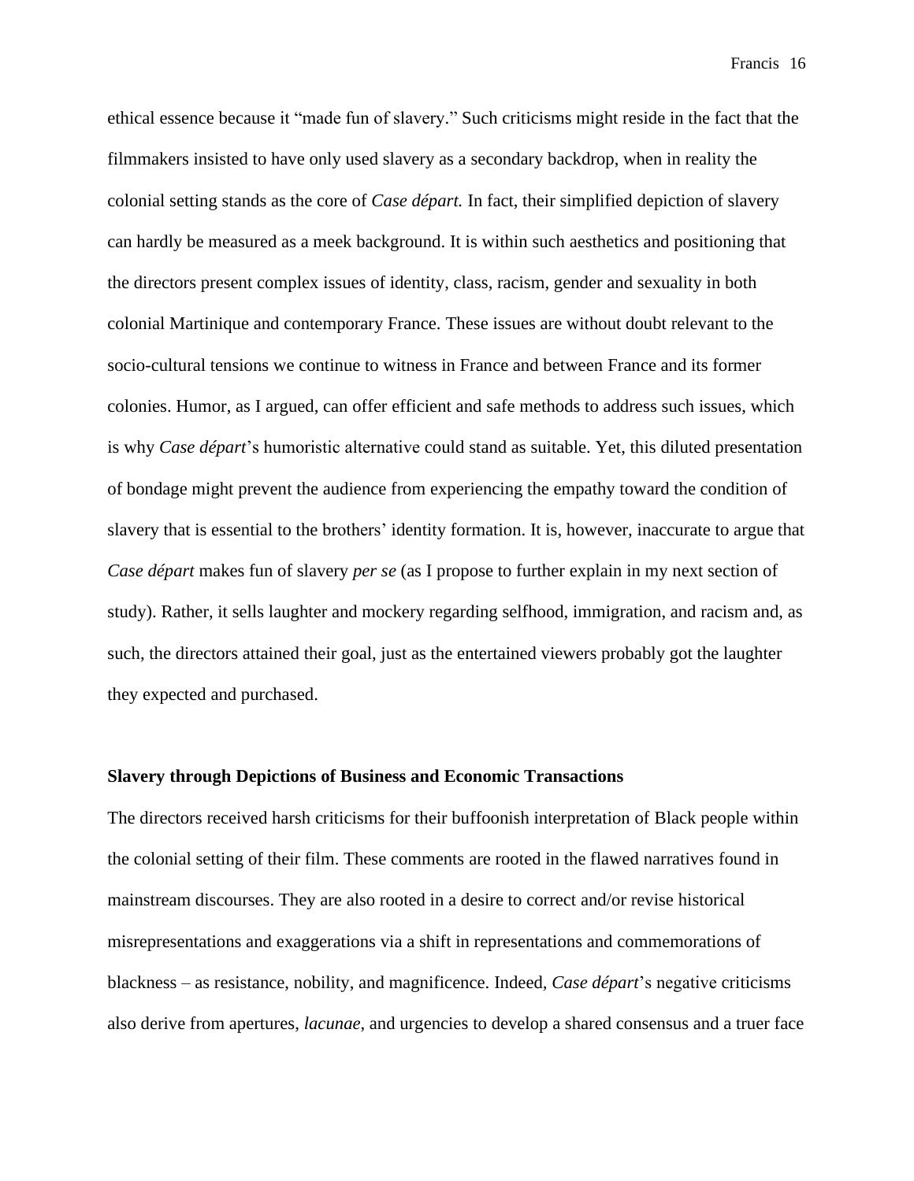ethical essence because it "made fun of slavery." Such criticisms might reside in the fact that the filmmakers insisted to have only used slavery as a secondary backdrop, when in reality the colonial setting stands as the core of *Case départ.* In fact, their simplified depiction of slavery can hardly be measured as a meek background. It is within such aesthetics and positioning that the directors present complex issues of identity, class, racism, gender and sexuality in both colonial Martinique and contemporary France. These issues are without doubt relevant to the socio-cultural tensions we continue to witness in France and between France and its former colonies. Humor, as I argued, can offer efficient and safe methods to address such issues, which is why *Case départ*'s humoristic alternative could stand as suitable. Yet, this diluted presentation of bondage might prevent the audience from experiencing the empathy toward the condition of slavery that is essential to the brothers' identity formation. It is, however, inaccurate to argue that *Case départ* makes fun of slavery *per se* (as I propose to further explain in my next section of study). Rather, it sells laughter and mockery regarding selfhood, immigration, and racism and, as such, the directors attained their goal, just as the entertained viewers probably got the laughter they expected and purchased.

### Slavery through Depictions of Business and Economic Transactions

The directors received harsh criticisms for their buffoonish interpretation of Black people within the colonial setting of their film. These comments are rooted in the flawed narratives found in mainstream discourses. They are also rooted in a desire to correct and/or revise historical misrepresentations and exaggerations via a shift in representations and commemorations of blackness – as resistance, nobility, and magnificence. Indeed, *Case départ*'s negative criticisms also derive from apertures, *lacunae*, and urgencies to develop a shared consensus and a truer face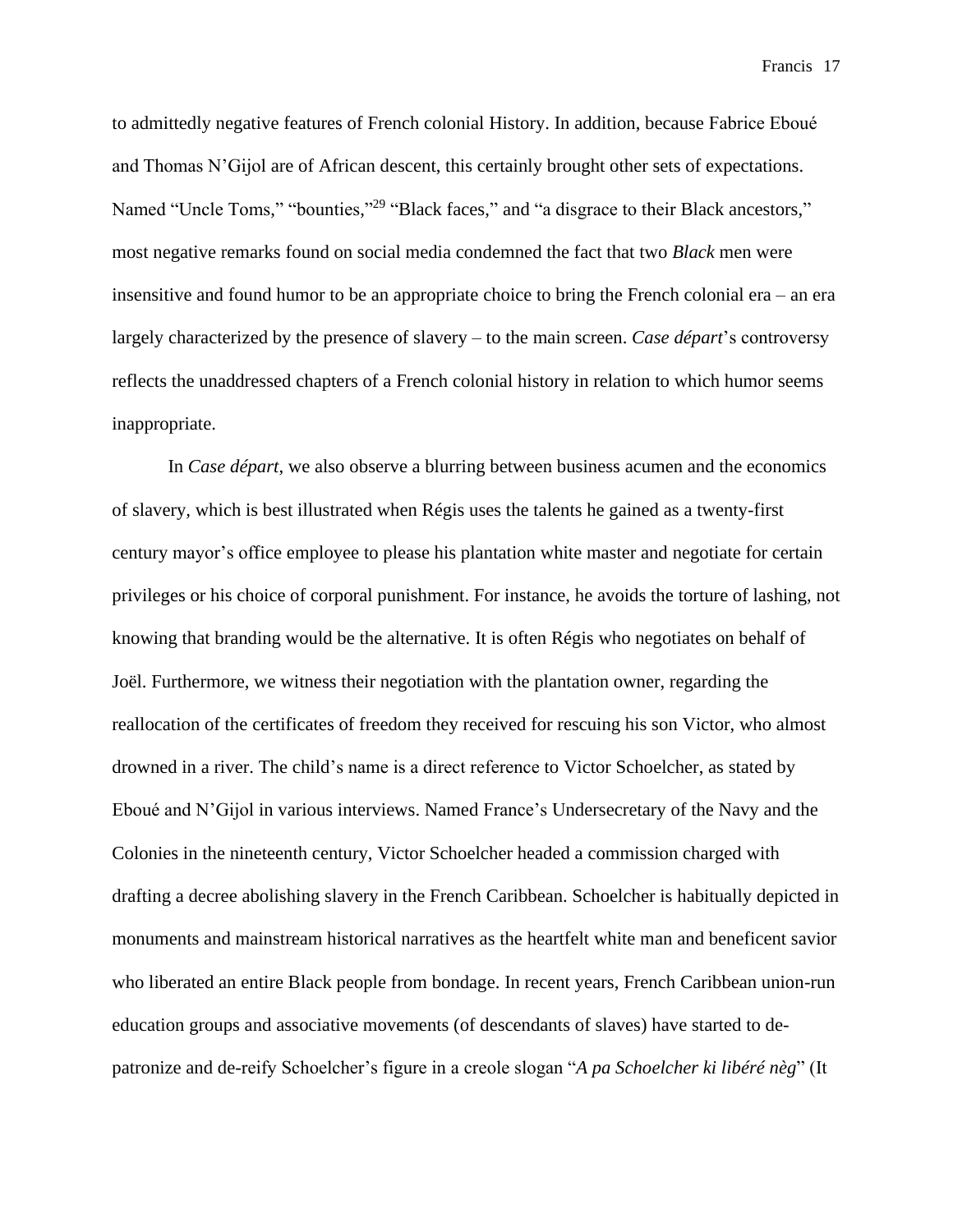to admittedly negative features of French colonial History. In addition, because Fabrice Eboué and Thomas N'Gijol are of African descent, this certainly brought other sets of expectations. Named "Uncle Toms," "bounties,"[29] "Black faces," and "a disgrace to their Black ancestors," most negative remarks found on social media condemned the fact that two *Black* men were insensitive and found humor to be an appropriate choice to bring the French colonial era – an era largely characterized by the presence of slavery – to the main screen. *Case départ*'s controversy reflects the unaddressed chapters of a French colonial history in relation to which humor seems inappropriate.

In *Case départ*, we also observe a blurring between business acumen and the economics of slavery, which is best illustrated when Régis uses the talents he gained as a twenty-first century mayor's office employee to please his plantation white master and negotiate for certain privileges or his choice of corporal punishment. For instance, he avoids the torture of lashing, not knowing that branding would be the alternative. It is often Régis who negotiates on behalf of Joël. Furthermore, we witness their negotiation with the plantation owner, regarding the reallocation of the certificates of freedom they received for rescuing his son Victor, who almost drowned in a river. The child's name is a direct reference to Victor Schoelcher, as stated by Eboué and N'Gijol in various interviews. Named France's Undersecretary of the Navy and the Colonies in the nineteenth century, Victor Schoelcher headed a commission charged with drafting a decree abolishing slavery in the French Caribbean. Schoelcher is habitually depicted in monuments and mainstream historical narratives as the heartfelt white man and beneficent savior who liberated an entire Black people from bondage. In recent years, French Caribbean union-run education groups and associative movements (of descendants of slaves) have started to de-patronize and de-reify Schoelcher's figure in a creole slogan "*A pa Schoelcher ki libéré nèg*" (It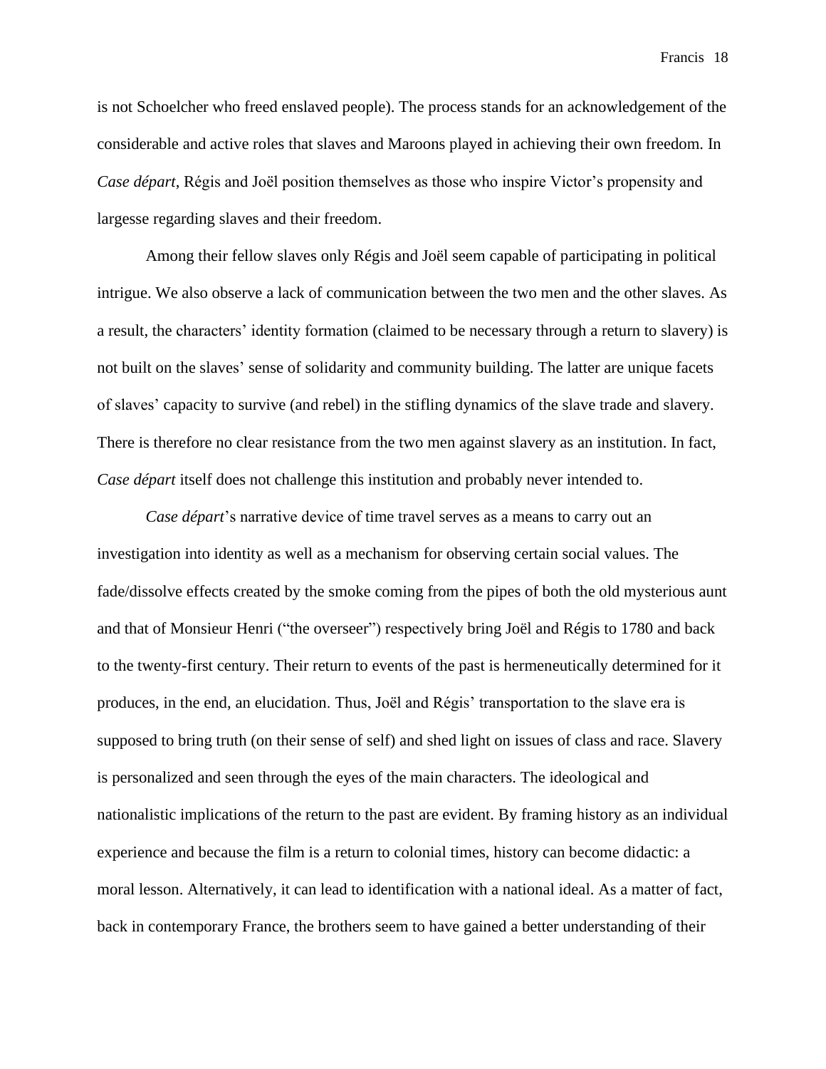is not Schoelcher who freed enslaved people). The process stands for an acknowledgement of the considerable and active roles that slaves and Maroons played in achieving their own freedom. In *Case départ*, Régis and Joël position themselves as those who inspire Victor's propensity and largesse regarding slaves and their freedom.

Among their fellow slaves only Régis and Joël seem capable of participating in political intrigue. We also observe a lack of communication between the two men and the other slaves. As a result, the characters' identity formation (claimed to be necessary through a return to slavery) is not built on the slaves' sense of solidarity and community building. The latter are unique facets of slaves' capacity to survive (and rebel) in the stifling dynamics of the slave trade and slavery. There is therefore no clear resistance from the two men against slavery as an institution. In fact, *Case départ* itself does not challenge this institution and probably never intended to.

*Case départ*'s narrative device of time travel serves as a means to carry out an investigation into identity as well as a mechanism for observing certain social values. The fade/dissolve effects created by the smoke coming from the pipes of both the old mysterious aunt and that of Monsieur Henri ("the overseer") respectively bring Joël and Régis to 1780 and back to the twenty-first century. Their return to events of the past is hermeneutically determined for it produces, in the end, an elucidation. Thus, Joël and Régis' transportation to the slave era is supposed to bring truth (on their sense of self) and shed light on issues of class and race. Slavery is personalized and seen through the eyes of the main characters. The ideological and nationalistic implications of the return to the past are evident. By framing history as an individual experience and because the film is a return to colonial times, history can become didactic: a moral lesson. Alternatively, it can lead to identification with a national ideal. As a matter of fact, back in contemporary France, the brothers seem to have gained a better understanding of their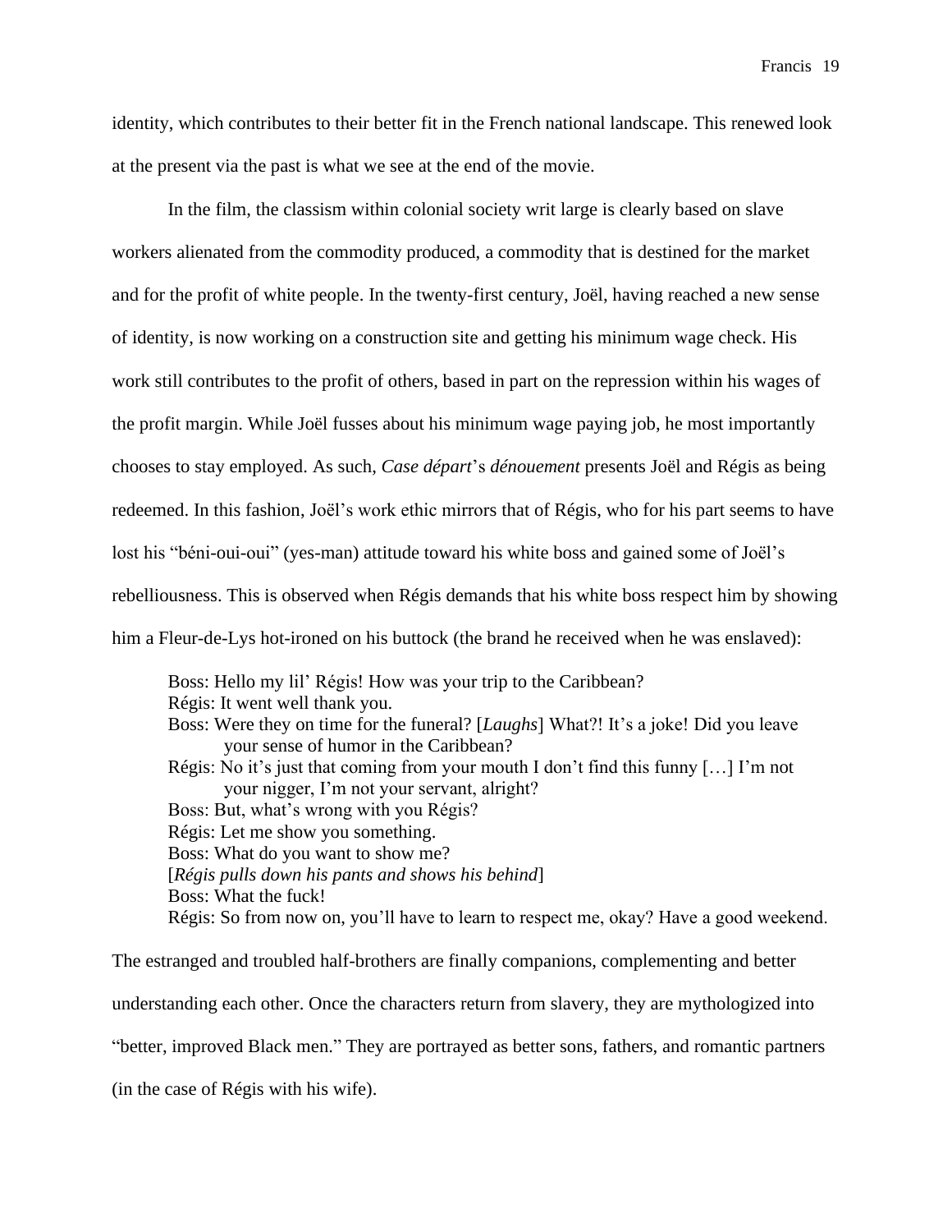identity, which contributes to their better fit in the French national landscape. This renewed look at the present via the past is what we see at the end of the movie.

In the film, the classism within colonial society writ large is clearly based on slave workers alienated from the commodity produced, a commodity that is destined for the market and for the profit of white people. In the twenty-first century, Joël, having reached a new sense of identity, is now working on a construction site and getting his minimum wage check. His work still contributes to the profit of others, based in part on the repression within his wages of the profit margin. While Joël fusses about his minimum wage paying job, he most importantly chooses to stay employed. As such, *Case départ*'s *dénouement* presents Joël and Régis as being redeemed. In this fashion, Joël's work ethic mirrors that of Régis, who for his part seems to have lost his "béni-oui-oui" (yes-man) attitude toward his white boss and gained some of Joël's rebelliousness. This is observed when Régis demands that his white boss respect him by showing him a Fleur-de-Lys hot-ironed on his buttock (the brand he received when he was enslaved):

> Boss: Hello my lil' Régis! How was your trip to the Caribbean?
> Régis: It went well thank you.
> Boss: Were they on time for the funeral? [*Laughs*] What?! It's a joke! Did you leave your sense of humor in the Caribbean?
> Régis: No it's just that coming from your mouth I don't find this funny […] I'm not your nigger, I'm not your servant, alright?
> Boss: But, what's wrong with you Régis?
> Régis: Let me show you something.
> Boss: What do you want to show me?
> [*Régis pulls down his pants and shows his behind*]
> Boss: What the fuck!
> Régis: So from now on, you'll have to learn to respect me, okay? Have a good weekend.

The estranged and troubled half-brothers are finally companions, complementing and better understanding each other. Once the characters return from slavery, they are mythologized into "better, improved Black men." They are portrayed as better sons, fathers, and romantic partners (in the case of Régis with his wife).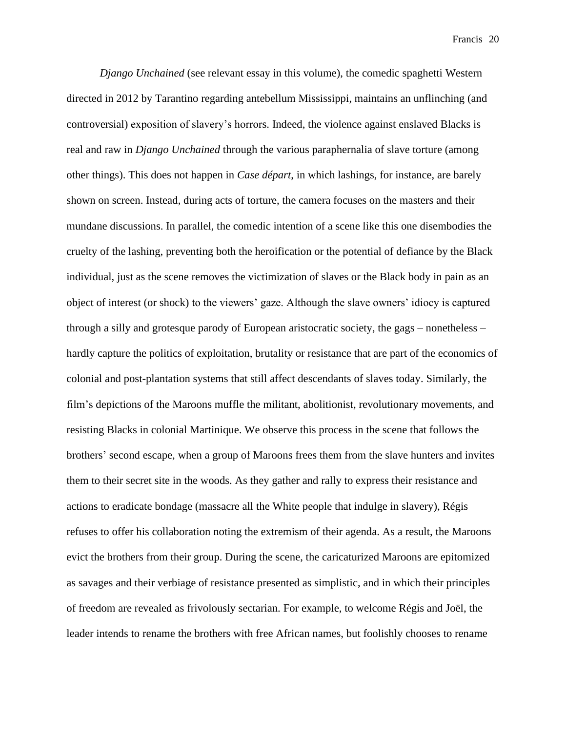*Django Unchained* (see relevant essay in this volume), the comedic spaghetti Western directed in 2012 by Tarantino regarding antebellum Mississippi, maintains an unflinching (and controversial) exposition of slavery's horrors. Indeed, the violence against enslaved Blacks is real and raw in *Django Unchained* through the various paraphernalia of slave torture (among other things). This does not happen in *Case départ*, in which lashings, for instance, are barely shown on screen. Instead, during acts of torture, the camera focuses on the masters and their mundane discussions. In parallel, the comedic intention of a scene like this one disembodies the cruelty of the lashing, preventing both the heroification or the potential of defiance by the Black individual, just as the scene removes the victimization of slaves or the Black body in pain as an object of interest (or shock) to the viewers' gaze. Although the slave owners' idiocy is captured through a silly and grotesque parody of European aristocratic society, the gags – nonetheless – hardly capture the politics of exploitation, brutality or resistance that are part of the economics of colonial and post-plantation systems that still affect descendants of slaves today. Similarly, the film's depictions of the Maroons muffle the militant, abolitionist, revolutionary movements, and resisting Blacks in colonial Martinique. We observe this process in the scene that follows the brothers' second escape, when a group of Maroons frees them from the slave hunters and invites them to their secret site in the woods. As they gather and rally to express their resistance and actions to eradicate bondage (massacre all the White people that indulge in slavery), Régis refuses to offer his collaboration noting the extremism of their agenda. As a result, the Maroons evict the brothers from their group. During the scene, the caricaturized Maroons are epitomized as savages and their verbiage of resistance presented as simplistic, and in which their principles of freedom are revealed as frivolously sectarian. For example, to welcome Régis and Joël, the leader intends to rename the brothers with free African names, but foolishly chooses to rename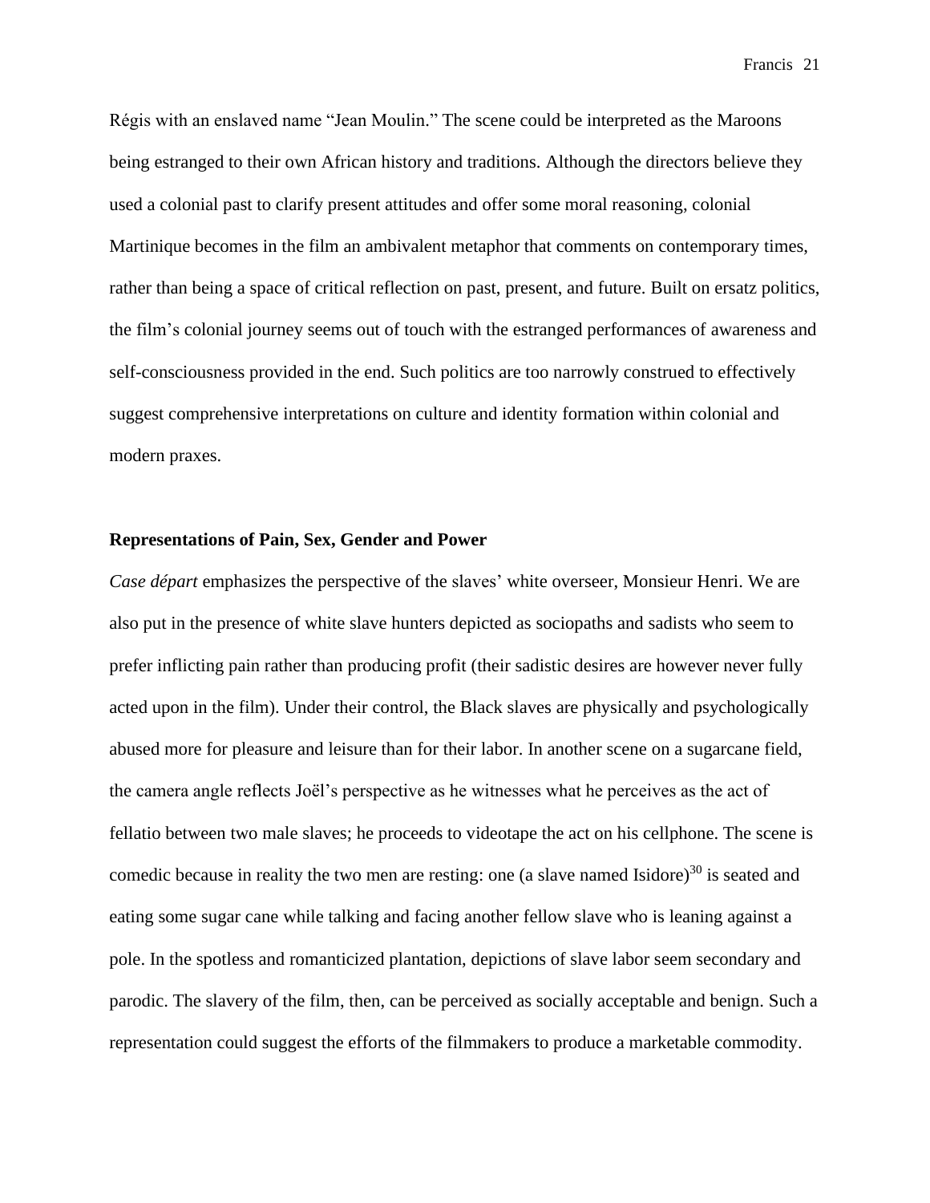Régis with an enslaved name "Jean Moulin." The scene could be interpreted as the Maroons being estranged to their own African history and traditions. Although the directors believe they used a colonial past to clarify present attitudes and offer some moral reasoning, colonial Martinique becomes in the film an ambivalent metaphor that comments on contemporary times, rather than being a space of critical reflection on past, present, and future. Built on ersatz politics, the film's colonial journey seems out of touch with the estranged performances of awareness and self-consciousness provided in the end. Such politics are too narrowly construed to effectively suggest comprehensive interpretations on culture and identity formation within colonial and modern praxes.

### Representations of Pain, Sex, Gender and Power

*Case départ* emphasizes the perspective of the slaves' white overseer, Monsieur Henri. We are also put in the presence of white slave hunters depicted as sociopaths and sadists who seem to prefer inflicting pain rather than producing profit (their sadistic desires are however never fully acted upon in the film). Under their control, the Black slaves are physically and psychologically abused more for pleasure and leisure than for their labor. In another scene on a sugarcane field, the camera angle reflects Joël's perspective as he witnesses what he perceives as the act of fellatio between two male slaves; he proceeds to videotape the act on his cellphone. The scene is comedic because in reality the two men are resting: one (a slave named Isidore)[30] is seated and eating some sugar cane while talking and facing another fellow slave who is leaning against a pole. In the spotless and romanticized plantation, depictions of slave labor seem secondary and parodic. The slavery of the film, then, can be perceived as socially acceptable and benign. Such a representation could suggest the efforts of the filmmakers to produce a marketable commodity.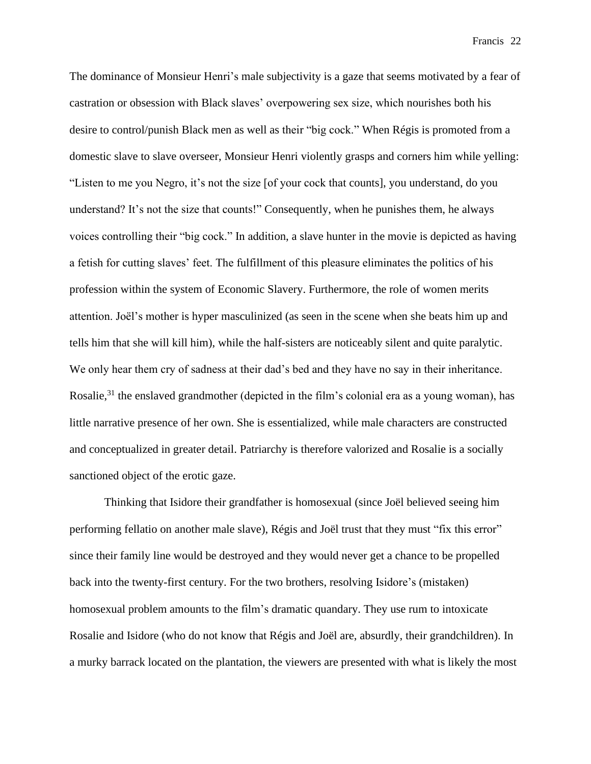The dominance of Monsieur Henri's male subjectivity is a gaze that seems motivated by a fear of castration or obsession with Black slaves' overpowering sex size, which nourishes both his desire to control/punish Black men as well as their "big cock." When Régis is promoted from a domestic slave to slave overseer, Monsieur Henri violently grasps and corners him while yelling: "Listen to me you Negro, it's not the size [of your cock that counts], you understand, do you understand? It's not the size that counts!" Consequently, when he punishes them, he always voices controlling their "big cock." In addition, a slave hunter in the movie is depicted as having a fetish for cutting slaves' feet. The fulfillment of this pleasure eliminates the politics of his profession within the system of Economic Slavery. Furthermore, the role of women merits attention. Joël's mother is hyper masculinized (as seen in the scene when she beats him up and tells him that she will kill him), while the half-sisters are noticeably silent and quite paralytic. We only hear them cry of sadness at their dad's bed and they have no say in their inheritance. Rosalie,[31] the enslaved grandmother (depicted in the film's colonial era as a young woman), has little narrative presence of her own. She is essentialized, while male characters are constructed and conceptualized in greater detail. Patriarchy is therefore valorized and Rosalie is a socially sanctioned object of the erotic gaze.

Thinking that Isidore their grandfather is homosexual (since Joël believed seeing him performing fellatio on another male slave), Régis and Joël trust that they must "fix this error" since their family line would be destroyed and they would never get a chance to be propelled back into the twenty-first century. For the two brothers, resolving Isidore's (mistaken) homosexual problem amounts to the film's dramatic quandary. They use rum to intoxicate Rosalie and Isidore (who do not know that Régis and Joël are, absurdly, their grandchildren). In a murky barrack located on the plantation, the viewers are presented with what is likely the most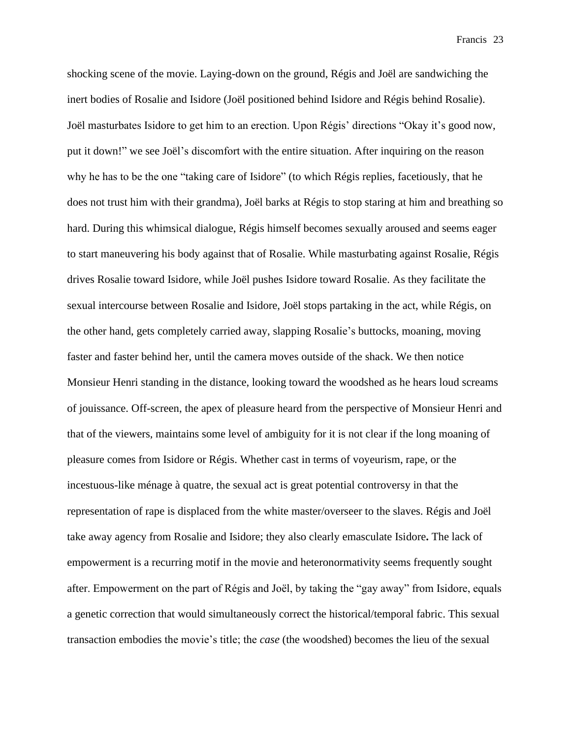shocking scene of the movie. Laying-down on the ground, Régis and Joël are sandwiching the inert bodies of Rosalie and Isidore (Joël positioned behind Isidore and Régis behind Rosalie). Joël masturbates Isidore to get him to an erection. Upon Régis' directions "Okay it's good now, put it down!" we see Joël's discomfort with the entire situation. After inquiring on the reason why he has to be the one "taking care of Isidore" (to which Régis replies, facetiously, that he does not trust him with their grandma), Joël barks at Régis to stop staring at him and breathing so hard. During this whimsical dialogue, Régis himself becomes sexually aroused and seems eager to start maneuvering his body against that of Rosalie. While masturbating against Rosalie, Régis drives Rosalie toward Isidore, while Joël pushes Isidore toward Rosalie. As they facilitate the sexual intercourse between Rosalie and Isidore, Joël stops partaking in the act, while Régis, on the other hand, gets completely carried away, slapping Rosalie's buttocks, moaning, moving faster and faster behind her, until the camera moves outside of the shack. We then notice Monsieur Henri standing in the distance, looking toward the woodshed as he hears loud screams of jouissance. Off-screen, the apex of pleasure heard from the perspective of Monsieur Henri and that of the viewers, maintains some level of ambiguity for it is not clear if the long moaning of pleasure comes from Isidore or Régis. Whether cast in terms of voyeurism, rape, or the incestuous-like ménage à quatre, the sexual act is great potential controversy in that the representation of rape is displaced from the white master/overseer to the slaves. Régis and Joël take away agency from Rosalie and Isidore; they also clearly emasculate Isidore**.** The lack of empowerment is a recurring motif in the movie and heteronormativity seems frequently sought after. Empowerment on the part of Régis and Joël, by taking the "gay away" from Isidore, equals a genetic correction that would simultaneously correct the historical/temporal fabric. This sexual transaction embodies the movie's title; the *case* (the woodshed) becomes the lieu of the sexual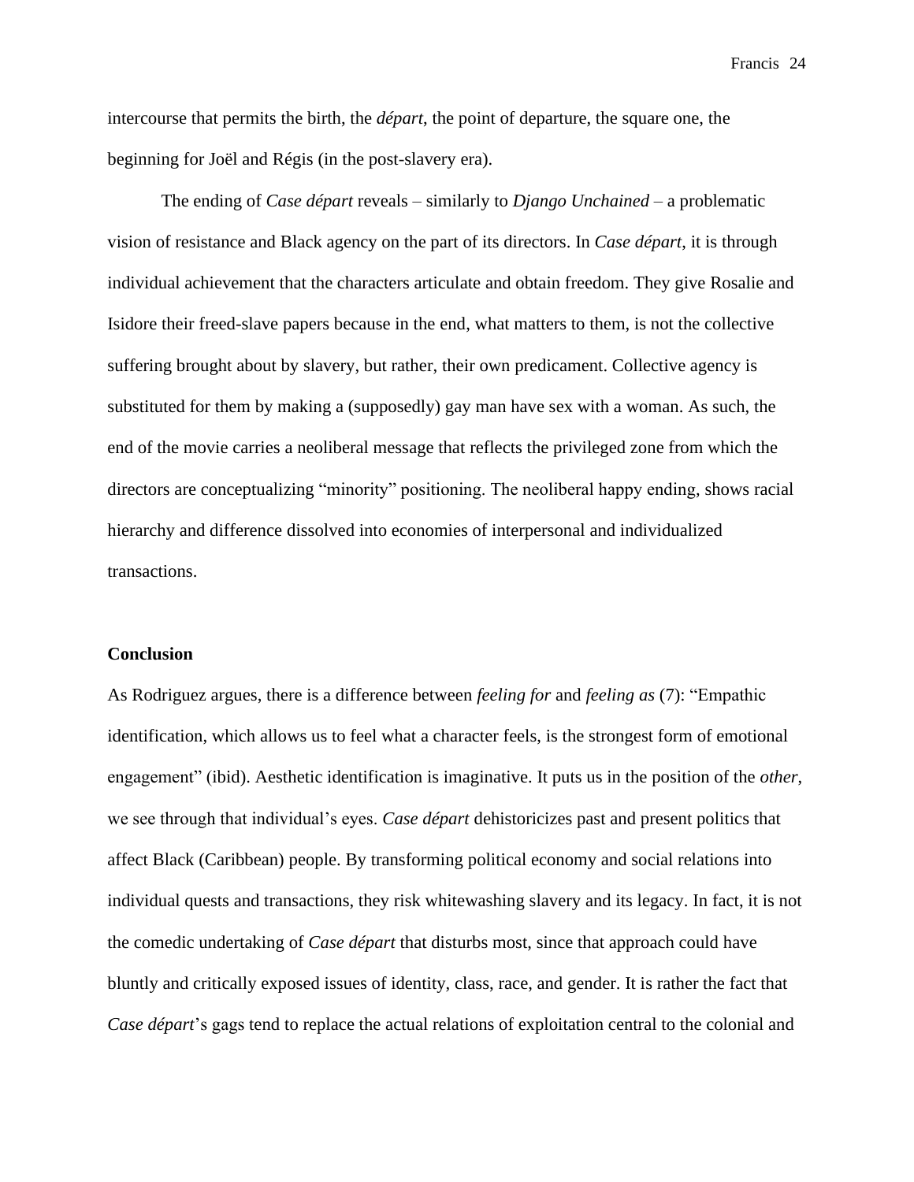intercourse that permits the birth, the *départ*, the point of departure, the square one, the beginning for Joël and Régis (in the post-slavery era).

The ending of *Case départ* reveals – similarly to *Django Unchained* – a problematic vision of resistance and Black agency on the part of its directors. In *Case départ,* it is through individual achievement that the characters articulate and obtain freedom. They give Rosalie and Isidore their freed-slave papers because in the end, what matters to them, is not the collective suffering brought about by slavery, but rather, their own predicament. Collective agency is substituted for them by making a (supposedly) gay man have sex with a woman. As such, the end of the movie carries a neoliberal message that reflects the privileged zone from which the directors are conceptualizing "minority" positioning. The neoliberal happy ending, shows racial hierarchy and difference dissolved into economies of interpersonal and individualized transactions.

**Conclusion**

As Rodriguez argues, there is a difference between *feeling for* and *feeling as* (7): "Empathic identification, which allows us to feel what a character feels, is the strongest form of emotional engagement" (ibid). Aesthetic identification is imaginative. It puts us in the position of the *other*, we see through that individual's eyes. *Case départ* dehistoricizes past and present politics that affect Black (Caribbean) people. By transforming political economy and social relations into individual quests and transactions, they risk whitewashing slavery and its legacy. In fact, it is not the comedic undertaking of *Case départ* that disturbs most, since that approach could have bluntly and critically exposed issues of identity, class, race, and gender. It is rather the fact that *Case départ*'s gags tend to replace the actual relations of exploitation central to the colonial and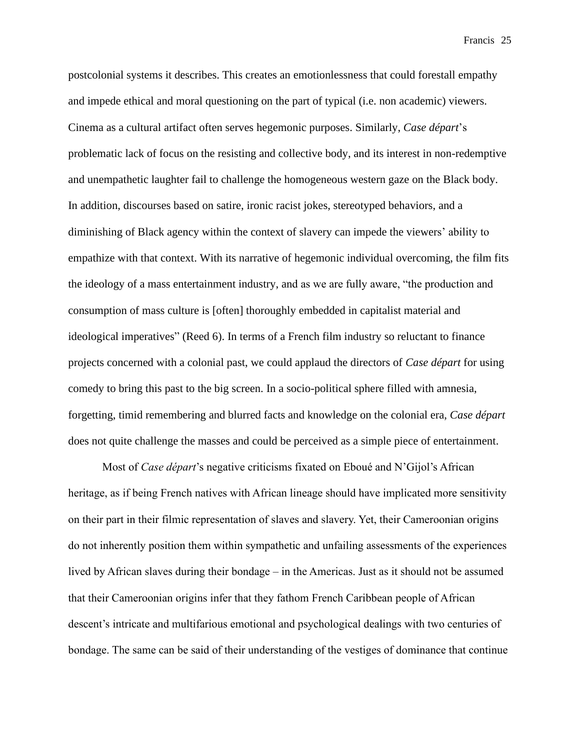postcolonial systems it describes. This creates an emotionlessness that could forestall empathy and impede ethical and moral questioning on the part of typical (i.e. non academic) viewers. Cinema as a cultural artifact often serves hegemonic purposes. Similarly, *Case départ*'s problematic lack of focus on the resisting and collective body, and its interest in non-redemptive and unempathetic laughter fail to challenge the homogeneous western gaze on the Black body. In addition, discourses based on satire, ironic racist jokes, stereotyped behaviors, and a diminishing of Black agency within the context of slavery can impede the viewers' ability to empathize with that context. With its narrative of hegemonic individual overcoming, the film fits the ideology of a mass entertainment industry, and as we are fully aware, "the production and consumption of mass culture is [often] thoroughly embedded in capitalist material and ideological imperatives" (Reed 6). In terms of a French film industry so reluctant to finance projects concerned with a colonial past, we could applaud the directors of *Case départ* for using comedy to bring this past to the big screen. In a socio-political sphere filled with amnesia, forgetting, timid remembering and blurred facts and knowledge on the colonial era, *Case départ* does not quite challenge the masses and could be perceived as a simple piece of entertainment.

Most of *Case départ*'s negative criticisms fixated on Eboué and N'Gijol's African heritage, as if being French natives with African lineage should have implicated more sensitivity on their part in their filmic representation of slaves and slavery. Yet, their Cameroonian origins do not inherently position them within sympathetic and unfailing assessments of the experiences lived by African slaves during their bondage – in the Americas. Just as it should not be assumed that their Cameroonian origins infer that they fathom French Caribbean people of African descent's intricate and multifarious emotional and psychological dealings with two centuries of bondage. The same can be said of their understanding of the vestiges of dominance that continue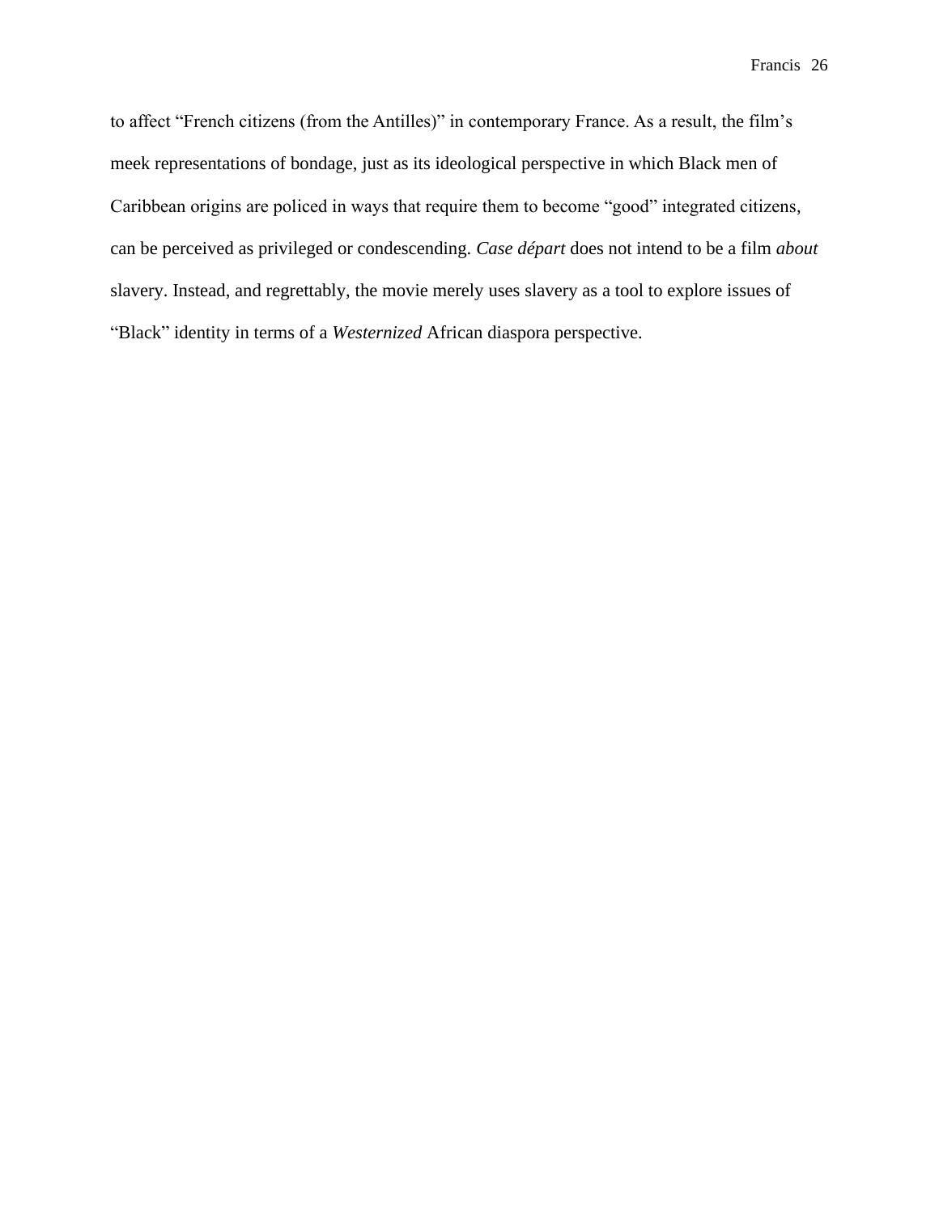to affect “French citizens (from the Antilles)” in contemporary France. As a result, the film’s meek representations of bondage, just as its ideological perspective in which Black men of Caribbean origins are policed in ways that require them to become “good” integrated citizens, can be perceived as privileged or condescending. *Case départ* does not intend to be a film *about* slavery. Instead, and regrettably, the movie merely uses slavery as a tool to explore issues of “Black” identity in terms of a *Westernized* African diaspora perspective.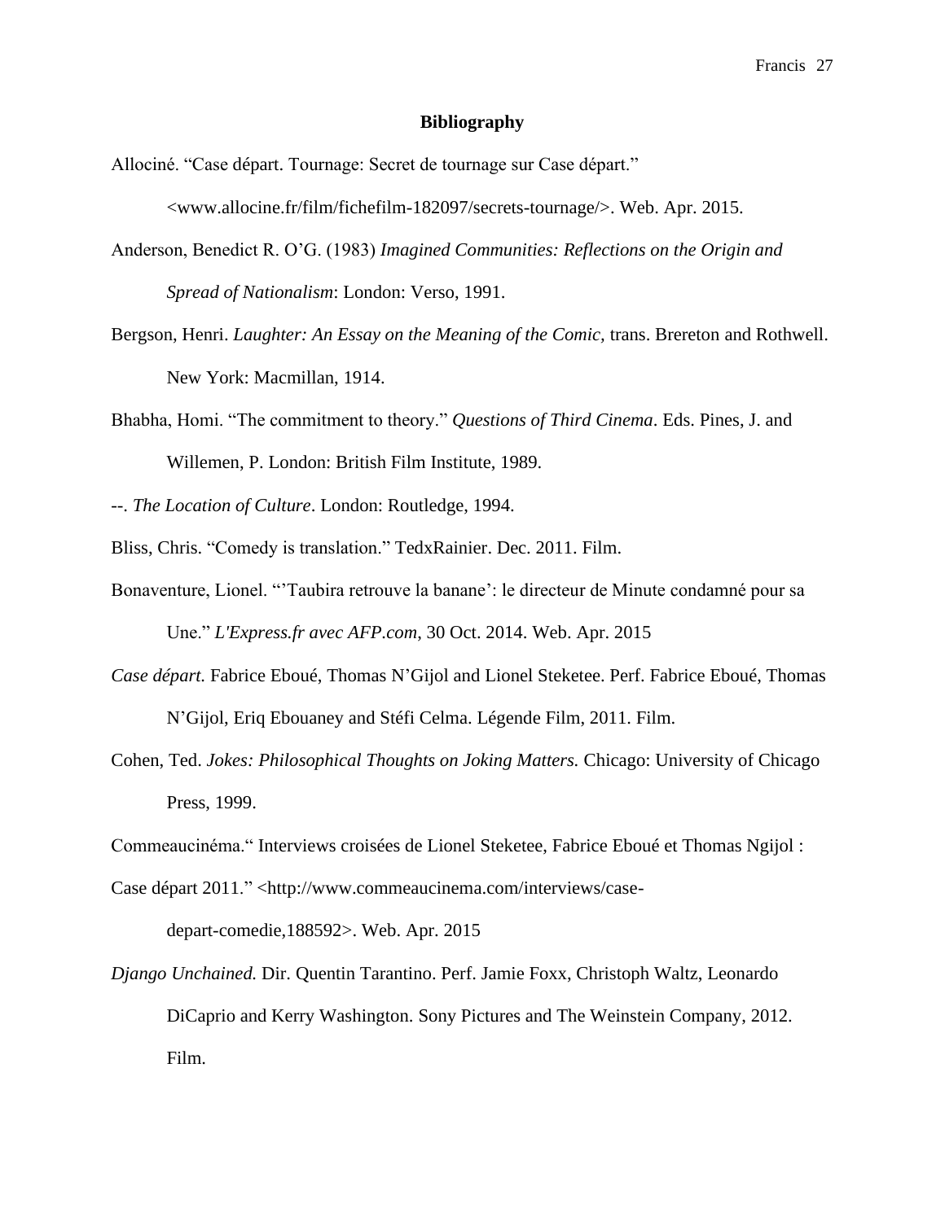## Bibliography

Allociné. "Case départ. Tournage: Secret de tournage sur Case départ." <www.allocine.fr/film/fichefilm-182097/secrets-tournage/>. Web. Apr. 2015.

Anderson, Benedict R. O'G. (1983) *Imagined Communities: Reflections on the Origin and Spread of Nationalism*: London: Verso, 1991.

Bergson, Henri. *Laughter: An Essay on the Meaning of the Comic*, trans. Brereton and Rothwell. New York: Macmillan, 1914.

Bhabha, Homi. "The commitment to theory." *Questions of Third Cinema*. Eds. Pines, J. and Willemen, P. London: British Film Institute, 1989.

--. *The Location of Culture*. London: Routledge, 1994.

Bliss, Chris. "Comedy is translation." TedxRainier. Dec. 2011. Film.

Bonaventure, Lionel. "'Taubira retrouve la banane': le directeur de Minute condamné pour sa Une." *L'Express.fr avec AFP.com*, 30 Oct. 2014. Web. Apr. 2015

*Case départ.* Fabrice Eboué, Thomas N'Gijol and Lionel Steketee. Perf. Fabrice Eboué, Thomas N'Gijol, Eriq Ebouaney and Stéfi Celma. Légende Film, 2011. Film.

Cohen, Ted. *Jokes: Philosophical Thoughts on Joking Matters.* Chicago: University of Chicago Press, 1999.

Commeaucinéma." Interviews croisées de Lionel Steketee, Fabrice Eboué et Thomas Ngijol : Case départ 2011." <http://www.commeaucinema.com/interviews/case-depart-comedie,188592>. Web. Apr. 2015

*Django Unchained.* Dir. Quentin Tarantino. Perf. Jamie Foxx, Christoph Waltz, Leonardo DiCaprio and Kerry Washington. Sony Pictures and The Weinstein Company, 2012. Film.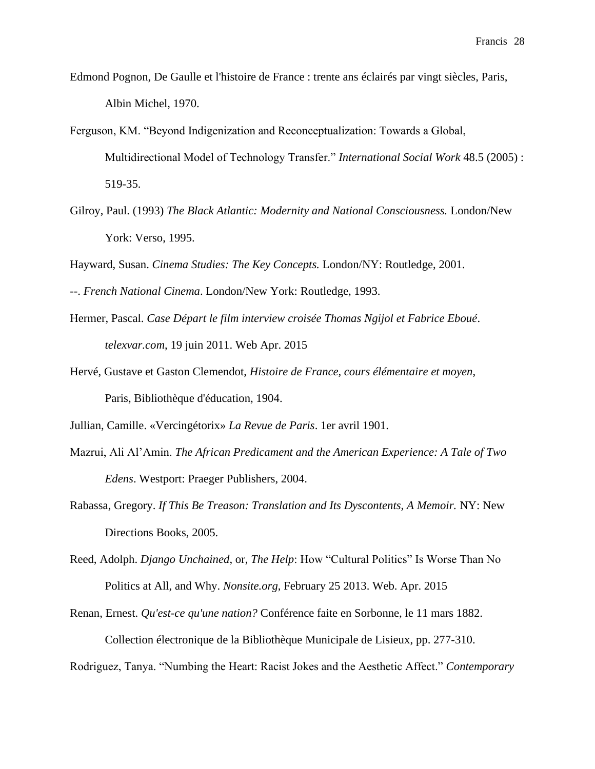Edmond Pognon, De Gaulle et l'histoire de France : trente ans éclairés par vingt siècles, Paris, Albin Michel, 1970.

Ferguson, KM. "Beyond Indigenization and Reconceptualization: Towards a Global, Multidirectional Model of Technology Transfer." *International Social Work* 48.5 (2005) : 519-35.

Gilroy, Paul. (1993) *The Black Atlantic: Modernity and National Consciousness.* London/New York: Verso, 1995.

Hayward, Susan. *Cinema Studies: The Key Concepts.* London/NY: Routledge, 2001.

--. *French National Cinema*. London/New York: Routledge, 1993.

Hermer, Pascal. *Case Départ le film interview croisée Thomas Ngijol et Fabrice Eboué*. *telexvar.com*, 19 juin 2011. Web Apr. 2015

Hervé, Gustave et Gaston Clemendot, *Histoire de France, cours élémentaire et moyen*, Paris, Bibliothèque d'éducation, 1904.

Jullian, Camille. «Vercingétorix» *La Revue de Paris*. 1er avril 1901.

Mazrui, Ali Al'Amin. *The African Predicament and the American Experience: A Tale of Two Edens*. Westport: Praeger Publishers, 2004.

Rabassa, Gregory. *If This Be Treason: Translation and Its Dyscontents, A Memoir.* NY: New Directions Books, 2005.

Reed, Adolph. *Django Unchained*, or, *The Help*: How "Cultural Politics" Is Worse Than No Politics at All, and Why. *Nonsite.org*, February 25 2013. Web. Apr. 2015

Renan, Ernest. *Qu'est-ce qu'une nation?* Conférence faite en Sorbonne, le 11 mars 1882. Collection électronique de la Bibliothèque Municipale de Lisieux, pp. 277-310.

Rodriguez, Tanya. "Numbing the Heart: Racist Jokes and the Aesthetic Affect." *Contemporary*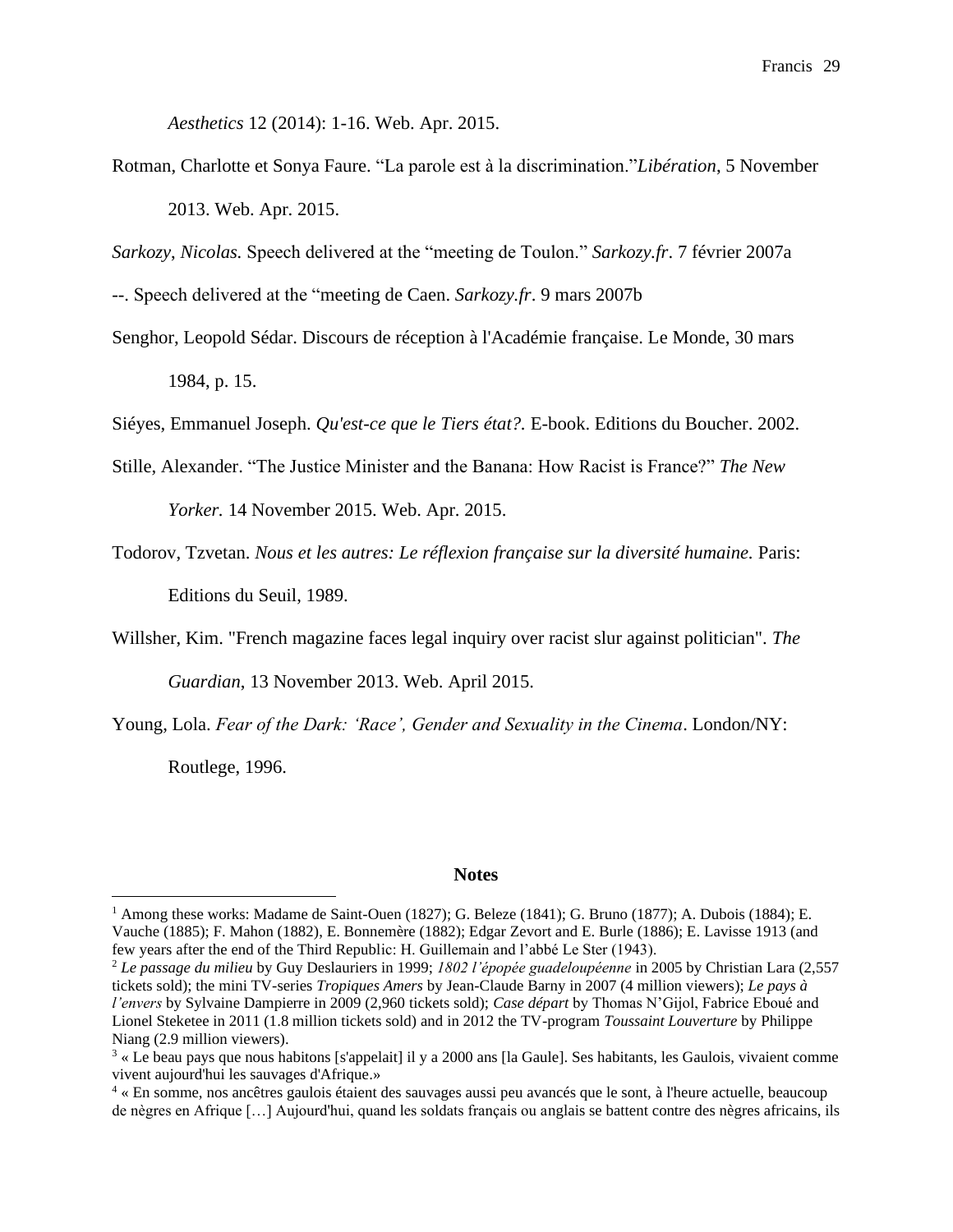*Aesthetics* 12 (2014): 1-16. Web. Apr. 2015.

Rotman, Charlotte et Sonya Faure. "La parole est à la discrimination."*Libération*, 5 November 2013. Web. Apr. 2015.

*Sarkozy, Nicolas.* Speech delivered at the "meeting de Toulon." *Sarkozy.fr*. 7 février 2007a

--. Speech delivered at the "meeting de Caen. *Sarkozy.fr*. 9 mars 2007b

Senghor, Leopold Sédar. Discours de réception à l'Académie française. Le Monde, 30 mars 1984, p. 15.

Siéyes, Emmanuel Joseph. *Qu'est-ce que le Tiers état?.* E-book. Editions du Boucher. 2002.

Stille, Alexander. "The Justice Minister and the Banana: How Racist is France?" *The New Yorker.* 14 November 2015. Web. Apr. 2015.

Todorov, Tzvetan. *Nous et les autres: Le réflexion française sur la diversité humaine.* Paris: Editions du Seuil, 1989.

Willsher, Kim. "French magazine faces legal inquiry over racist slur against politician". *The Guardian*, 13 November 2013. Web. April 2015.

Young, Lola. *Fear of the Dark: 'Race', Gender and Sexuality in the Cinema*. London/NY: Routlege, 1996.

**Notes**

[1] Among these works: Madame de Saint-Ouen (1827); G. Beleze (1841); G. Bruno (1877); A. Dubois (1884); E. Vauche (1885); F. Mahon (1882), E. Bonnemère (1882); Edgar Zevort and E. Burle (1886); E. Lavisse 1913 (and few years after the end of the Third Republic: H. Guillemain and l'abbé Le Ster (1943).

[2] *Le passage du milieu* by Guy Deslauriers in 1999; *1802 l'épopée guadeloupéenne* in 2005 by Christian Lara (2,557 tickets sold); the mini TV-series *Tropiques Amers* by Jean-Claude Barny in 2007 (4 million viewers); *Le pays à l'envers* by Sylvaine Dampierre in 2009 (2,960 tickets sold); *Case départ* by Thomas N'Gijol, Fabrice Eboué and Lionel Steketee in 2011 (1.8 million tickets sold) and in 2012 the TV-program *Toussaint Louverture* by Philippe Niang (2.9 million viewers).

[3] « Le beau pays que nous habitons [s'appelait] il y a 2000 ans [la Gaule]. Ses habitants, les Gaulois, vivaient comme vivent aujourd'hui les sauvages d'Afrique.»

[4] « En somme, nos ancêtres gaulois étaient des sauvages aussi peu avancés que le sont, à l'heure actuelle, beaucoup de nègres en Afrique […] Aujourd'hui, quand les soldats français ou anglais se battent contre des nègres africains, ils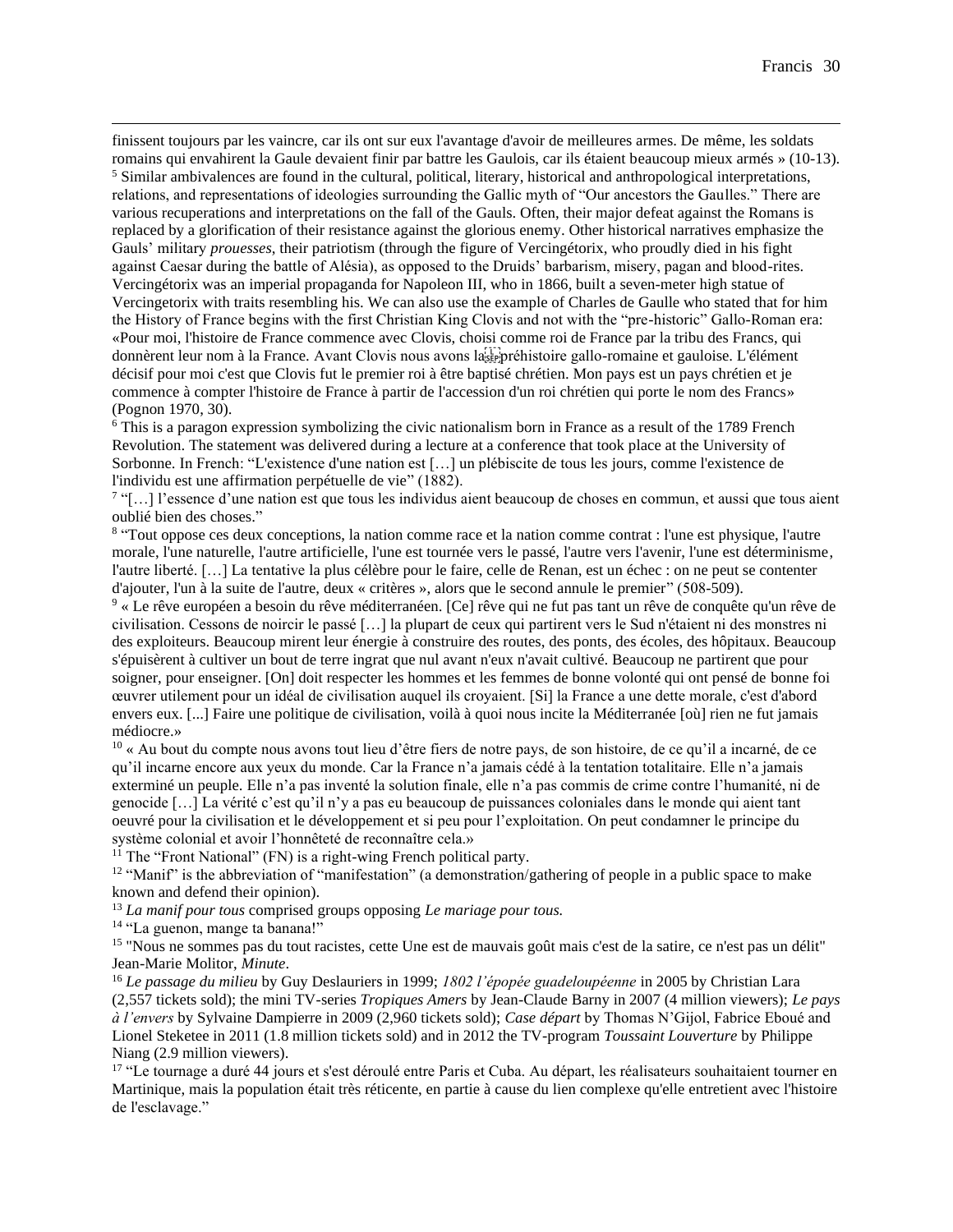finissent toujours par les vaincre, car ils ont sur eux l'avantage d'avoir de meilleures armes. De même, les soldats romains qui envahirent la Gaule devaient finir par battre les Gaulois, car ils étaient beaucoup mieux armés » (10-13).

[5] Similar ambivalences are found in the cultural, political, literary, historical and anthropological interpretations, relations, and representations of ideologies surrounding the Gallic myth of "Our ancestors the Gaulles." There are various recuperations and interpretations on the fall of the Gauls. Often, their major defeat against the Romans is replaced by a glorification of their resistance against the glorious enemy. Other historical narratives emphasize the Gauls' military *prouesses*, their patriotism (through the figure of Vercingétorix, who proudly died in his fight against Caesar during the battle of Alésia), as opposed to the Druids' barbarism, misery, pagan and blood-rites. Vercingétorix was an imperial propaganda for Napoleon III, who in 1866, built a seven-meter high statue of Vercingetorix with traits resembling his. We can also use the example of Charles de Gaulle who stated that for him the History of France begins with the first Christian King Clovis and not with the "pre-historic" Gallo-Roman era: «Pour moi, l'histoire de France commence avec Clovis, choisi comme roi de France par la tribu des Francs, qui donnèrent leur nom à la France. Avant Clovis nous avons la préhistoire gallo-romaine et gauloise. L'élément décisif pour moi c'est que Clovis fut le premier roi à être baptisé chrétien. Mon pays est un pays chrétien et je commence à compter l'histoire de France à partir de l'accession d'un roi chrétien qui porte le nom des Francs» (Pognon 1970, 30).

[6] This is a paragon expression symbolizing the civic nationalism born in France as a result of the 1789 French Revolution. The statement was delivered during a lecture at a conference that took place at the University of Sorbonne. In French: "L'existence d'une nation est […] un plébiscite de tous les jours, comme l'existence de l'individu est une affirmation perpétuelle de vie" (1882).

[7] "[…] l'essence d'une nation est que tous les individus aient beaucoup de choses en commun, et aussi que tous aient oublié bien des choses."

[8] "Tout oppose ces deux conceptions, la nation comme race et la nation comme contrat : l'une est physique, l'autre morale, l'une naturelle, l'autre artificielle, l'une est tournée vers le passé, l'autre vers l'avenir, l'une est déterminisme, l'autre liberté. […] La tentative la plus célèbre pour le faire, celle de Renan, est un échec : on ne peut se contenter d'ajouter, l'un à la suite de l'autre, deux « critères », alors que le second annule le premier" (508-509).

[9] « Le rêve européen a besoin du rêve méditerranéen. [Ce] rêve qui ne fut pas tant un rêve de conquête qu'un rêve de civilisation. Cessons de noircir le passé […] la plupart de ceux qui partirent vers le Sud n'étaient ni des monstres ni des exploiteurs. Beaucoup mirent leur énergie à construire des routes, des ponts, des écoles, des hôpitaux. Beaucoup s'épuisèrent à cultiver un bout de terre ingrat que nul avant n'eux n'avait cultivé. Beaucoup ne partirent que pour soigner, pour enseigner. [On] doit respecter les hommes et les femmes de bonne volonté qui ont pensé de bonne foi œuvrer utilement pour un idéal de civilisation auquel ils croyaient. [Si] la France a une dette morale, c'est d'abord envers eux. [...] Faire une politique de civilisation, voilà à quoi nous incite la Méditerranée [où] rien ne fut jamais médiocre.»

[10] « Au bout du compte nous avons tout lieu d'être fiers de notre pays, de son histoire, de ce qu'il a incarné, de ce qu'il incarne encore aux yeux du monde. Car la France n'a jamais cédé à la tentation totalitaire. Elle n'a jamais exterminé un peuple. Elle n'a pas inventé la solution finale, elle n'a pas commis de crime contre l'humanité, ni de genocide […] La vérité c'est qu'il n'y a pas eu beaucoup de puissances coloniales dans le monde qui aient tant oeuvré pour la civilisation et le développement et si peu pour l'exploitation. On peut condamner le principe du système colonial et avoir l'honnêteté de reconnaître cela.»

[11] The "Front National" (FN) is a right-wing French political party.

[12] "Manif" is the abbreviation of "manifestation" (a demonstration/gathering of people in a public space to make known and defend their opinion).

[13] *La manif pour tous* comprised groups opposing *Le mariage pour tous.*

[14] "La guenon, mange ta banana!"

[15] "Nous ne sommes pas du tout racistes, cette Une est de mauvais goût mais c'est de la satire, ce n'est pas un délit" Jean-Marie Molitor, *Minute*.

[16] *Le passage du milieu* by Guy Deslauriers in 1999; *1802 l'épopée guadeloupéenne* in 2005 by Christian Lara (2,557 tickets sold); the mini TV-series *Tropiques Amers* by Jean-Claude Barny in 2007 (4 million viewers); *Le pays à l'envers* by Sylvaine Dampierre in 2009 (2,960 tickets sold); *Case départ* by Thomas N'Gijol, Fabrice Eboué and Lionel Steketee in 2011 (1.8 million tickets sold) and in 2012 the TV-program *Toussaint Louverture* by Philippe Niang (2.9 million viewers).

[17] "Le tournage a duré 44 jours et s'est déroulé entre Paris et Cuba. Au départ, les réalisateurs souhaitaient tourner en Martinique, mais la population était très réticente, en partie à cause du lien complexe qu'elle entretient avec l'histoire de l'esclavage."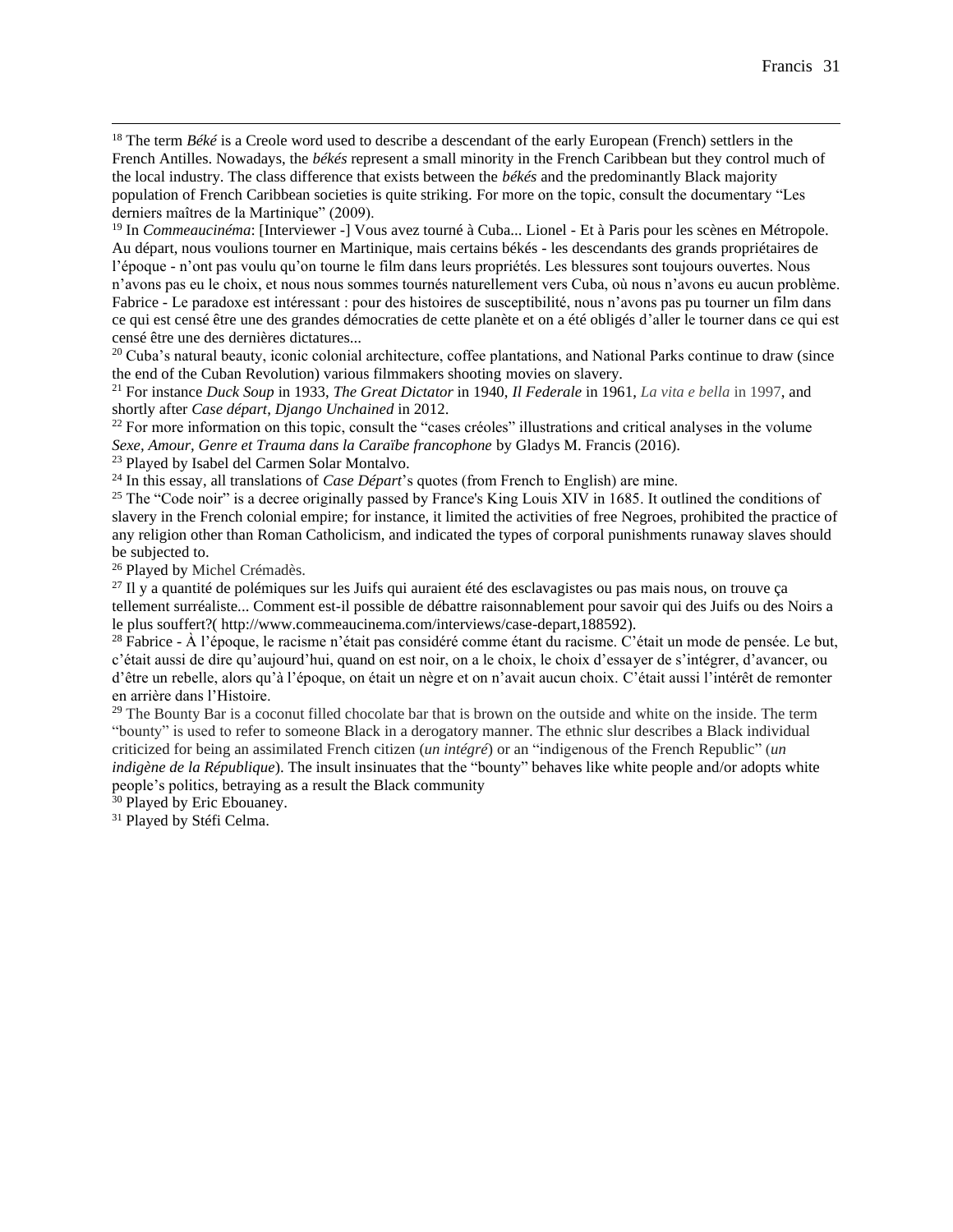[18] The term *Béké* is a Creole word used to describe a descendant of the early European (French) settlers in the French Antilles. Nowadays, the *békés* represent a small minority in the French Caribbean but they control much of the local industry. The class difference that exists between the *békés* and the predominantly Black majority population of French Caribbean societies is quite striking. For more on the topic, consult the documentary "Les derniers maîtres de la Martinique" (2009).

[19] In *Commeaucinéma*: [Interviewer -] Vous avez tourné à Cuba... Lionel - Et à Paris pour les scènes en Métropole. Au départ, nous voulions tourner en Martinique, mais certains békés - les descendants des grands propriétaires de l'époque - n'ont pas voulu qu'on tourne le film dans leurs propriétés. Les blessures sont toujours ouvertes. Nous n'avons pas eu le choix, et nous nous sommes tournés naturellement vers Cuba, où nous n'avons eu aucun problème. Fabrice - Le paradoxe est intéressant : pour des histoires de susceptibilité, nous n'avons pas pu tourner un film dans ce qui est censé être une des grandes démocraties de cette planète et on a été obligés d'aller le tourner dans ce qui est censé être une des dernières dictatures...

[20] Cuba's natural beauty, iconic colonial architecture, coffee plantations, and National Parks continue to draw (since the end of the Cuban Revolution) various filmmakers shooting movies on slavery.

[21] For instance *Duck Soup* in 1933, *The Great Dictator* in 1940, *Il Federale* in 1961, *La vita e bella* in 1997, and shortly after *Case départ*, *Django Unchained* in 2012.

[22] For more information on this topic, consult the "cases créoles" illustrations and critical analyses in the volume *Sexe, Amour, Genre et Trauma dans la Caraïbe francophone* by Gladys M. Francis (2016).

[23] Played by Isabel del Carmen Solar Montalvo.

[24] In this essay, all translations of *Case Départ*'s quotes (from French to English) are mine.

[25] The "Code noir" is a decree originally passed by France's King Louis XIV in 1685. It outlined the conditions of slavery in the French colonial empire; for instance, it limited the activities of free Negroes, prohibited the practice of any religion other than Roman Catholicism, and indicated the types of corporal punishments runaway slaves should be subjected to.

[26] Played by Michel Crémadès.

[27] Il y a quantité de polémiques sur les Juifs qui auraient été des esclavagistes ou pas mais nous, on trouve ça tellement surréaliste... Comment est-il possible de débattre raisonnablement pour savoir qui des Juifs ou des Noirs a le plus souffert?( http://www.commeaucinema.com/interviews/case-depart,188592).

[28] Fabrice - À l'époque, le racisme n'était pas considéré comme étant du racisme. C'était un mode de pensée. Le but, c'était aussi de dire qu'aujourd'hui, quand on est noir, on a le choix, le choix d'essayer de s'intégrer, d'avancer, ou d'être un rebelle, alors qu'à l'époque, on était un nègre et on n'avait aucun choix. C'était aussi l'intérêt de remonter en arrière dans l'Histoire.

[29] The Bounty Bar is a coconut filled chocolate bar that is brown on the outside and white on the inside. The term "bounty" is used to refer to someone Black in a derogatory manner. The ethnic slur describes a Black individual criticized for being an assimilated French citizen (*un intégré*) or an "indigenous of the French Republic" (*un indigène de la République*). The insult insinuates that the "bounty" behaves like white people and/or adopts white people's politics, betraying as a result the Black community

[30] Played by Eric Ebouaney.

[31] Played by Stéfi Celma.